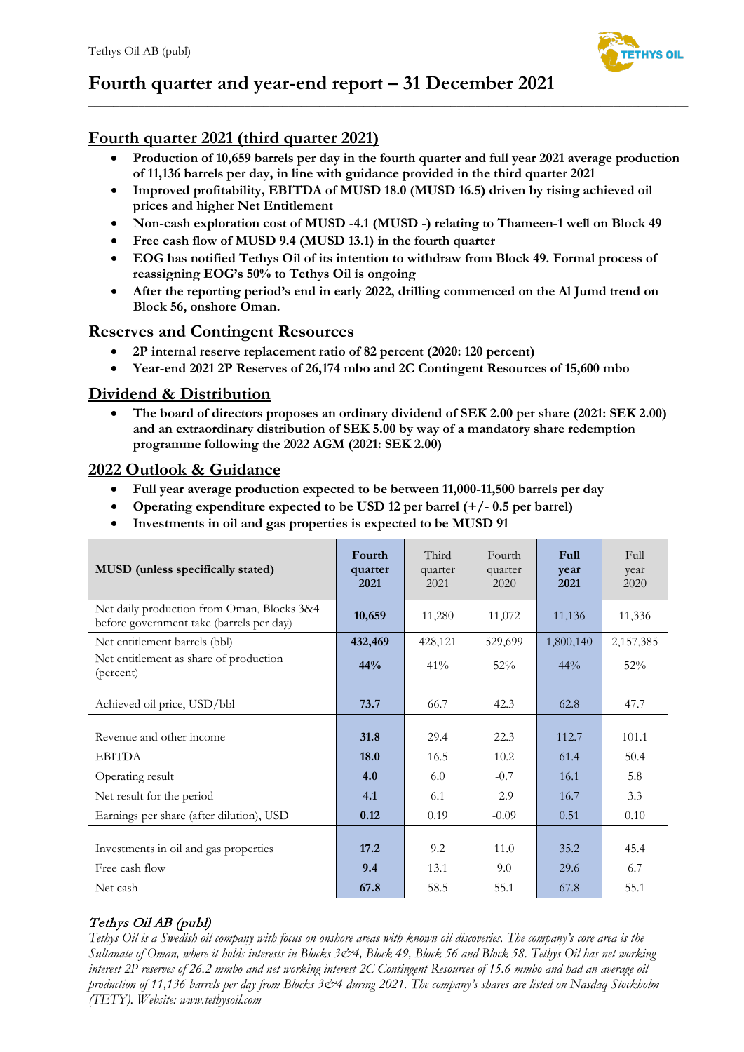# Fourth quarter and year-end report – 31 December 2021

## Fourth quarter 2021 (third quarter 2021)

- **Production of 10,659 barrels per day in the fourth quarter and full year 2021 average production of 11,136 barrels per day, in line with guidance provided in the third quarter 2021**
- **Improved profitability, EBITDA of MUSD 18.0 (MUSD 16.5) driven by rising achieved oil prices and higher Net Entitlement**
- **Non-cash exploration cost of MUSD -4.1 (MUSD -) relating to Thameen-1 well on Block 49**
- **Free cash flow of MUSD 9.4 (MUSD 13.1) in the fourth quarter**
- **EOG has notified Tethys Oil of its intention to withdraw from Block 49. Formal process of reassigning EOG's 50% to Tethys Oil is ongoing**
- **After the reporting period's end in early 2022, drilling commenced on the Al Jumd trend on Block 56, onshore Oman.**

## Reserves and Contingent Resources

- **2P internal reserve replacement ratio of 82 percent (2020: 120 percent)**
- **Year-end 2021 2P Reserves of 26,174 mbo and 2C Contingent Resources of 15,600 mbo**

## Dividend & Distribution

- **The board of directors proposes an ordinary dividend of SEK 2.00 per share (2021: SEK 2.00) and an extraordinary distribution of SEK 5.00 by way of a mandatory share redemption programme following the 2022 AGM (2021: SEK 2.00)**

## 2022 Outlook & Guidance

- **Full year average production expected to be between 11,000-11,500 barrels per day**
- **Operating expenditure expected to be USD 12 per barrel (+/- 0.5 per barrel)**
- **Investments in oil and gas properties is expected to be MUSD 91**

| MUSD (unless specifically stated) | Fourth quarter 2021 | Third quarter 2021 | Fourth quarter 2020 | Full year 2021 | Full year 2020 |
|---|---|---|---|---|---|
| Net daily production from Oman, Blocks 3&4 before government take (barrels per day) | **10,659** | 11,280 | 11,072 | 11,136 | 11,336 |
| Net entitlement barrels (bbl) | **432,469** | 428,121 | 529,699 | 1,800,140 | 2,157,385 |
| Net entitlement as share of production (percent) | **44%** | 41% | 52% | 44% | 52% |
| Achieved oil price, USD/bbl | **73.7** | 66.7 | 42.3 | 62.8 | 47.7 |
| Revenue and other income | **31.8** | 29.4 | 22.3 | 112.7 | 101.1 |
| EBITDA | **18.0** | 16.5 | 10.2 | 61.4 | 50.4 |
| Operating result | **4.0** | 6.0 | -0.7 | 16.1 | 5.8 |
| Net result for the period | **4.1** | 6.1 | -2.9 | 16.7 | 3.3 |
| Earnings per share (after dilution), USD | **0.12** | 0.19 | -0.09 | 0.51 | 0.10 |
| Investments in oil and gas properties | **17.2** | 9.2 | 11.0 | 35.2 | 45.4 |
| Free cash flow | **9.4** | 13.1 | 9.0 | 29.6 | 6.7 |
| Net cash | **67.8** | 58.5 | 55.1 | 67.8 | 55.1 |

***Tethys Oil AB (publ)***

*Tethys Oil is a Swedish oil company with focus on onshore areas with known oil discoveries. The company's core area is the Sultanate of Oman, where it holds interests in Blocks 3&4, Block 49, Block 56 and Block 58. Tethys Oil has net working interest 2P reserves of 26.2 mmbo and net working interest 2C Contingent Resources of 15.6 mmbo and had an average oil production of 11,136 barrels per day from Blocks 3&4 during 2021. The company's shares are listed on Nasdaq Stockholm (TETY). Website: www.tethysoil.com*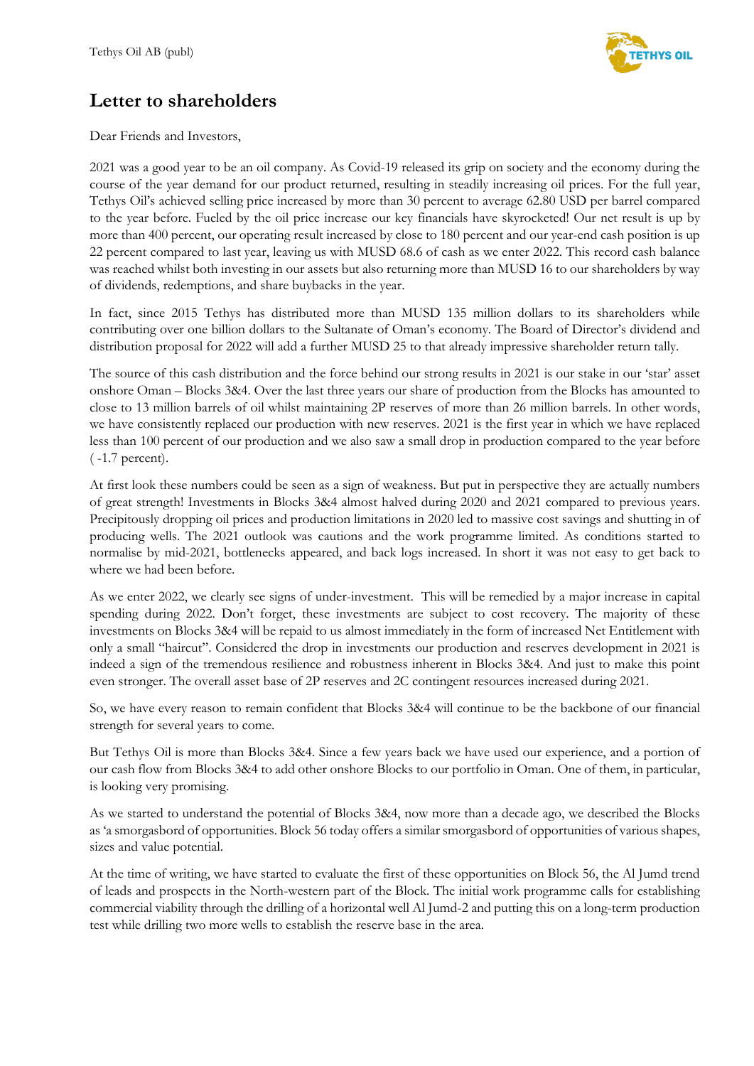# Letter to shareholders

Dear Friends and Investors,

2021 was a good year to be an oil company. As Covid-19 released its grip on society and the economy during the course of the year demand for our product returned, resulting in steadily increasing oil prices. For the full year, Tethys Oil's achieved selling price increased by more than 30 percent to average 62.80 USD per barrel compared to the year before. Fueled by the oil price increase our key financials have skyrocketed! Our net result is up by more than 400 percent, our operating result increased by close to 180 percent and our year-end cash position is up 22 percent compared to last year, leaving us with MUSD 68.6 of cash as we enter 2022. This record cash balance was reached whilst both investing in our assets but also returning more than MUSD 16 to our shareholders by way of dividends, redemptions, and share buybacks in the year.

In fact, since 2015 Tethys has distributed more than MUSD 135 million dollars to its shareholders while contributing over one billion dollars to the Sultanate of Oman's economy. The Board of Director's dividend and distribution proposal for 2022 will add a further MUSD 25 to that already impressive shareholder return tally.

The source of this cash distribution and the force behind our strong results in 2021 is our stake in our 'star' asset onshore Oman – Blocks 3&4. Over the last three years our share of production from the Blocks has amounted to close to 13 million barrels of oil whilst maintaining 2P reserves of more than 26 million barrels. In other words, we have consistently replaced our production with new reserves. 2021 is the first year in which we have replaced less than 100 percent of our production and we also saw a small drop in production compared to the year before ( -1.7 percent).

At first look these numbers could be seen as a sign of weakness. But put in perspective they are actually numbers of great strength! Investments in Blocks 3&4 almost halved during 2020 and 2021 compared to previous years. Precipitously dropping oil prices and production limitations in 2020 led to massive cost savings and shutting in of producing wells. The 2021 outlook was cautions and the work programme limited. As conditions started to normalise by mid-2021, bottlenecks appeared, and back logs increased. In short it was not easy to get back to where we had been before.

As we enter 2022, we clearly see signs of under-investment. This will be remedied by a major increase in capital spending during 2022. Don't forget, these investments are subject to cost recovery. The majority of these investments on Blocks 3&4 will be repaid to us almost immediately in the form of increased Net Entitlement with only a small "haircut". Considered the drop in investments our production and reserves development in 2021 is indeed a sign of the tremendous resilience and robustness inherent in Blocks 3&4. And just to make this point even stronger. The overall asset base of 2P reserves and 2C contingent resources increased during 2021.

So, we have every reason to remain confident that Blocks 3&4 will continue to be the backbone of our financial strength for several years to come.

But Tethys Oil is more than Blocks 3&4. Since a few years back we have used our experience, and a portion of our cash flow from Blocks 3&4 to add other onshore Blocks to our portfolio in Oman. One of them, in particular, is looking very promising.

As we started to understand the potential of Blocks 3&4, now more than a decade ago, we described the Blocks as 'a smorgasbord of opportunities. Block 56 today offers a similar smorgasbord of opportunities of various shapes, sizes and value potential.

At the time of writing, we have started to evaluate the first of these opportunities on Block 56, the Al Jumd trend of leads and prospects in the North-western part of the Block. The initial work programme calls for establishing commercial viability through the drilling of a horizontal well Al Jumd-2 and putting this on a long-term production test while drilling two more wells to establish the reserve base in the area.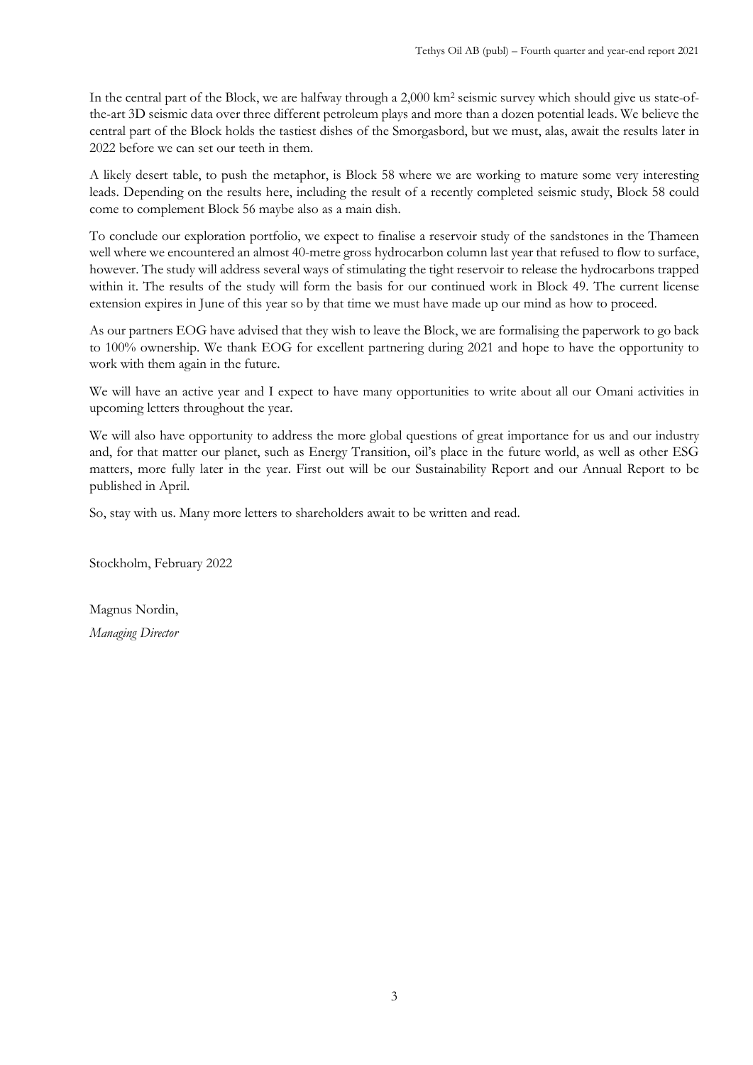In the central part of the Block, we are halfway through a 2,000 km$^2$ seismic survey which should give us state-of-the-art 3D seismic data over three different petroleum plays and more than a dozen potential leads. We believe the central part of the Block holds the tastiest dishes of the Smorgasbord, but we must, alas, await the results later in 2022 before we can set our teeth in them.

A likely desert table, to push the metaphor, is Block 58 where we are working to mature some very interesting leads. Depending on the results here, including the result of a recently completed seismic study, Block 58 could come to complement Block 56 maybe also as a main dish.

To conclude our exploration portfolio, we expect to finalise a reservoir study of the sandstones in the Thameen well where we encountered an almost 40-metre gross hydrocarbon column last year that refused to flow to surface, however. The study will address several ways of stimulating the tight reservoir to release the hydrocarbons trapped within it. The results of the study will form the basis for our continued work in Block 49. The current license extension expires in June of this year so by that time we must have made up our mind as how to proceed.

As our partners EOG have advised that they wish to leave the Block, we are formalising the paperwork to go back to 100% ownership. We thank EOG for excellent partnering during 2021 and hope to have the opportunity to work with them again in the future.

We will have an active year and I expect to have many opportunities to write about all our Omani activities in upcoming letters throughout the year.

We will also have opportunity to address the more global questions of great importance for us and our industry and, for that matter our planet, such as Energy Transition, oil's place in the future world, as well as other ESG matters, more fully later in the year. First out will be our Sustainability Report and our Annual Report to be published in April.

So, stay with us. Many more letters to shareholders await to be written and read.

Stockholm, February 2022

Magnus Nordin,

*Managing Director*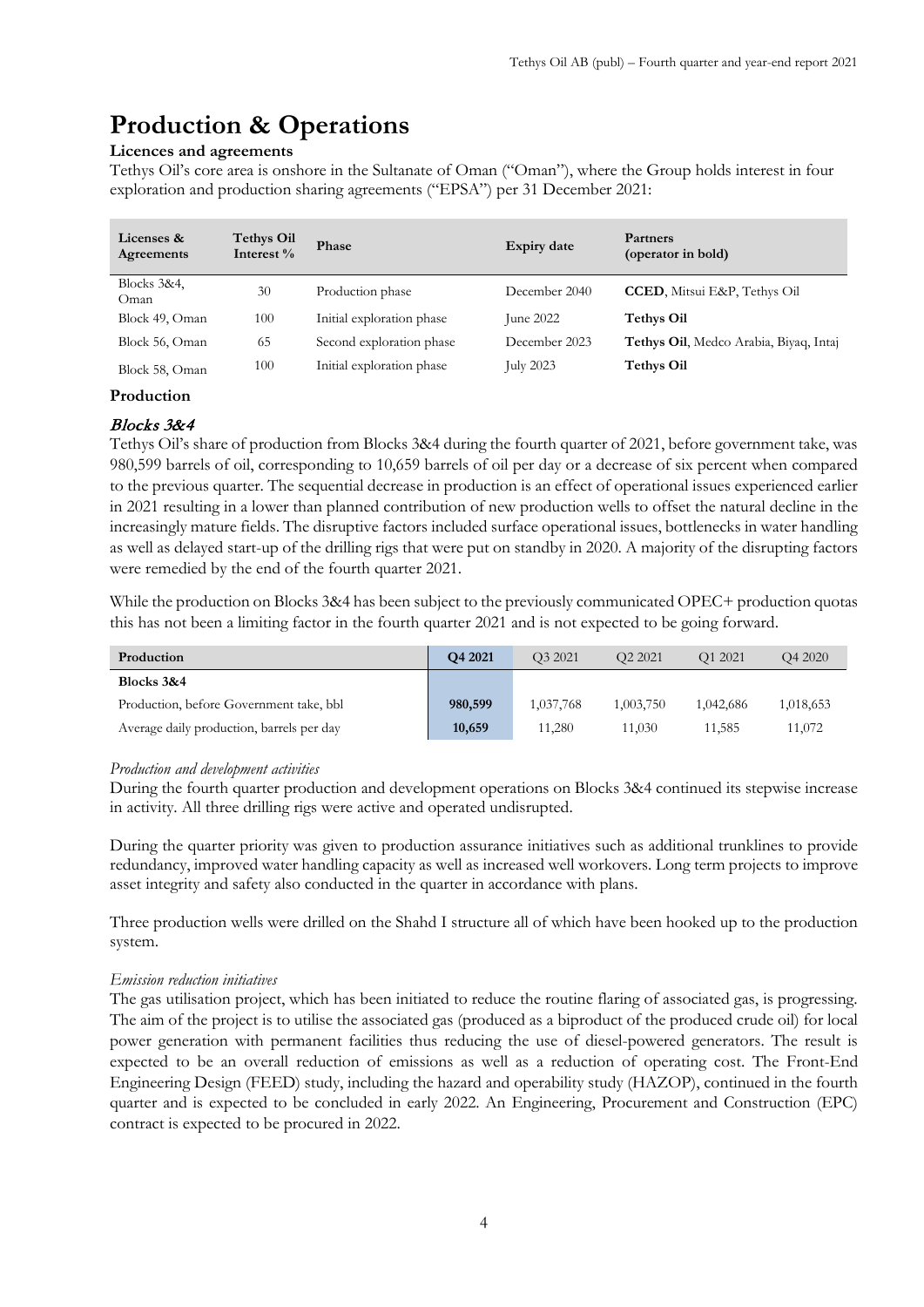# Production & Operations

**Licences and agreements**

Tethys Oil's core area is onshore in the Sultanate of Oman ("Oman"), where the Group holds interest in four exploration and production sharing agreements ("EPSA") per 31 December 2021:

| Licenses & Agreements | Tethys Oil Interest % | Phase | Expiry date | Partners (operator in bold) |
|---|---|---|---|---|
| Blocks 3&4, Oman | 30 | Production phase | December 2040 | **CCED**, Mitsui E&P, Tethys Oil |
| Block 49, Oman | 100 | Initial exploration phase | June 2022 | **Tethys Oil** |
| Block 56, Oman | 65 | Second exploration phase | December 2023 | **Tethys Oil**, Medco Arabia, Biyaq, Intaj |
| Block 58, Oman | 100 | Initial exploration phase | July 2023 | **Tethys Oil** |

**Production**

***Blocks 3&4***

Tethys Oil's share of production from Blocks 3&4 during the fourth quarter of 2021, before government take, was 980,599 barrels of oil, corresponding to 10,659 barrels of oil per day or a decrease of six percent when compared to the previous quarter. The sequential decrease in production is an effect of operational issues experienced earlier in 2021 resulting in a lower than planned contribution of new production wells to offset the natural decline in the increasingly mature fields. The disruptive factors included surface operational issues, bottlenecks in water handling as well as delayed start-up of the drilling rigs that were put on standby in 2020. A majority of the disrupting factors were remedied by the end of the fourth quarter 2021.

While the production on Blocks 3&4 has been subject to the previously communicated OPEC+ production quotas this has not been a limiting factor in the fourth quarter 2021 and is not expected to be going forward.

| Production | Q4 2021 | Q3 2021 | Q2 2021 | Q1 2021 | Q4 2020 |
|---|---|---|---|---|---|
| **Blocks 3&4** | | | | | |
| Production, before Government take, bbl | **980,599** | 1,037,768 | 1,003,750 | 1,042,686 | 1,018,653 |
| Average daily production, barrels per day | **10,659** | 11,280 | 11,030 | 11,585 | 11,072 |

*Production and development activities*

During the fourth quarter production and development operations on Blocks 3&4 continued its stepwise increase in activity. All three drilling rigs were active and operated undisrupted.

During the quarter priority was given to production assurance initiatives such as additional trunklines to provide redundancy, improved water handling capacity as well as increased well workovers. Long term projects to improve asset integrity and safety also conducted in the quarter in accordance with plans.

Three production wells were drilled on the Shahd I structure all of which have been hooked up to the production system.

*Emission reduction initiatives*

The gas utilisation project, which has been initiated to reduce the routine flaring of associated gas, is progressing. The aim of the project is to utilise the associated gas (produced as a biproduct of the produced crude oil) for local power generation with permanent facilities thus reducing the use of diesel-powered generators. The result is expected to be an overall reduction of emissions as well as a reduction of operating cost. The Front-End Engineering Design (FEED) study, including the hazard and operability study (HAZOP), continued in the fourth quarter and is expected to be concluded in early 2022. An Engineering, Procurement and Construction (EPC) contract is expected to be procured in 2022.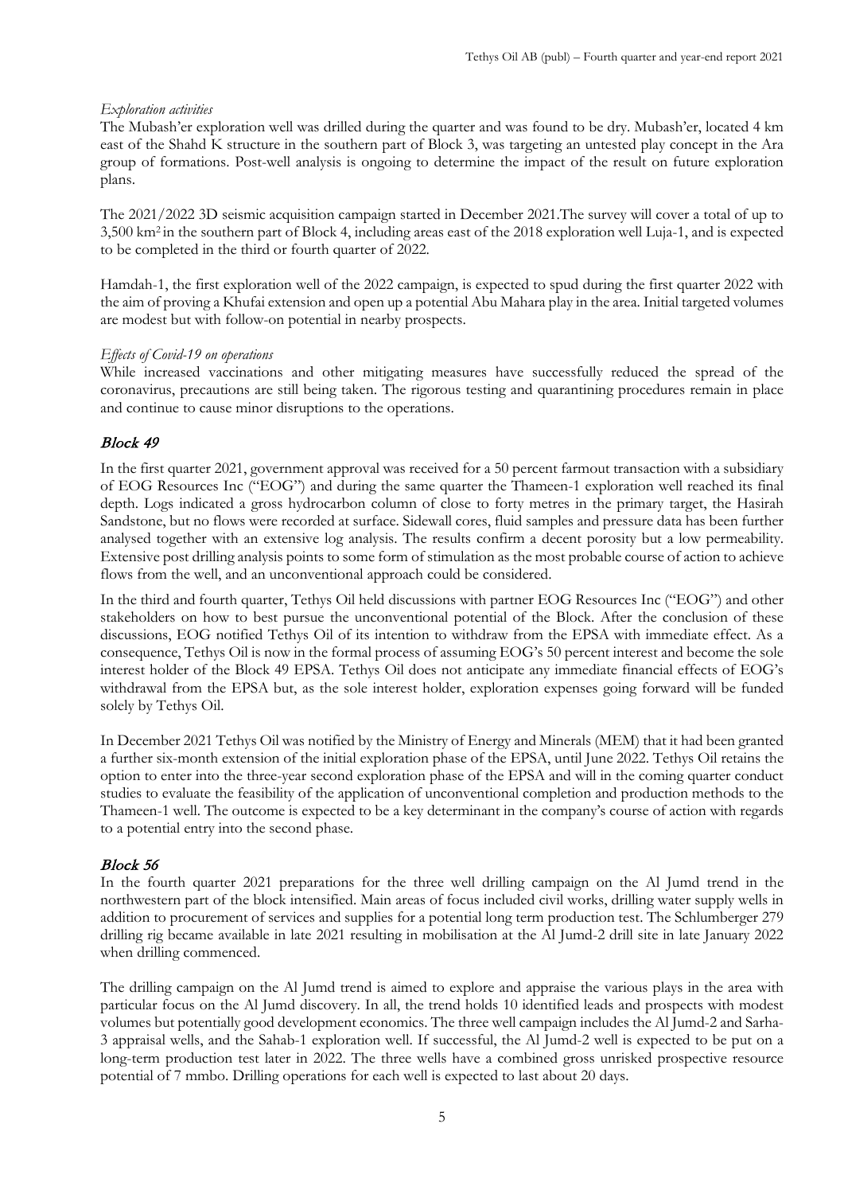*Exploration activities*

The Mubash'er exploration well was drilled during the quarter and was found to be dry. Mubash'er, located 4 km east of the Shahd K structure in the southern part of Block 3, was targeting an untested play concept in the Ara group of formations. Post-well analysis is ongoing to determine the impact of the result on future exploration plans.

The 2021/2022 3D seismic acquisition campaign started in December 2021.The survey will cover a total of up to 3,500 km$^2$ in the southern part of Block 4, including areas east of the 2018 exploration well Luja-1, and is expected to be completed in the third or fourth quarter of 2022.

Hamdah-1, the first exploration well of the 2022 campaign, is expected to spud during the first quarter 2022 with the aim of proving a Khufai extension and open up a potential Abu Mahara play in the area. Initial targeted volumes are modest but with follow-on potential in nearby prospects.

*Effects of Covid-19 on operations*

While increased vaccinations and other mitigating measures have successfully reduced the spread of the coronavirus, precautions are still being taken. The rigorous testing and quarantining procedures remain in place and continue to cause minor disruptions to the operations.

## Block 49

In the first quarter 2021, government approval was received for a 50 percent farmout transaction with a subsidiary of EOG Resources Inc ("EOG") and during the same quarter the Thameen-1 exploration well reached its final depth. Logs indicated a gross hydrocarbon column of close to forty metres in the primary target, the Hasirah Sandstone, but no flows were recorded at surface. Sidewall cores, fluid samples and pressure data has been further analysed together with an extensive log analysis. The results confirm a decent porosity but a low permeability. Extensive post drilling analysis points to some form of stimulation as the most probable course of action to achieve flows from the well, and an unconventional approach could be considered.

In the third and fourth quarter, Tethys Oil held discussions with partner EOG Resources Inc ("EOG") and other stakeholders on how to best pursue the unconventional potential of the Block. After the conclusion of these discussions, EOG notified Tethys Oil of its intention to withdraw from the EPSA with immediate effect. As a consequence, Tethys Oil is now in the formal process of assuming EOG's 50 percent interest and become the sole interest holder of the Block 49 EPSA. Tethys Oil does not anticipate any immediate financial effects of EOG's withdrawal from the EPSA but, as the sole interest holder, exploration expenses going forward will be funded solely by Tethys Oil.

In December 2021 Tethys Oil was notified by the Ministry of Energy and Minerals (MEM) that it had been granted a further six-month extension of the initial exploration phase of the EPSA, until June 2022. Tethys Oil retains the option to enter into the three-year second exploration phase of the EPSA and will in the coming quarter conduct studies to evaluate the feasibility of the application of unconventional completion and production methods to the Thameen-1 well. The outcome is expected to be a key determinant in the company's course of action with regards to a potential entry into the second phase.

## Block 56

In the fourth quarter 2021 preparations for the three well drilling campaign on the Al Jumd trend in the northwestern part of the block intensified. Main areas of focus included civil works, drilling water supply wells in addition to procurement of services and supplies for a potential long term production test. The Schlumberger 279 drilling rig became available in late 2021 resulting in mobilisation at the Al Jumd-2 drill site in late January 2022 when drilling commenced.

The drilling campaign on the Al Jumd trend is aimed to explore and appraise the various plays in the area with particular focus on the Al Jumd discovery. In all, the trend holds 10 identified leads and prospects with modest volumes but potentially good development economics. The three well campaign includes the Al Jumd-2 and Sarha-3 appraisal wells, and the Sahab-1 exploration well. If successful, the Al Jumd-2 well is expected to be put on a long-term production test later in 2022. The three wells have a combined gross unrisked prospective resource potential of 7 mmbo. Drilling operations for each well is expected to last about 20 days.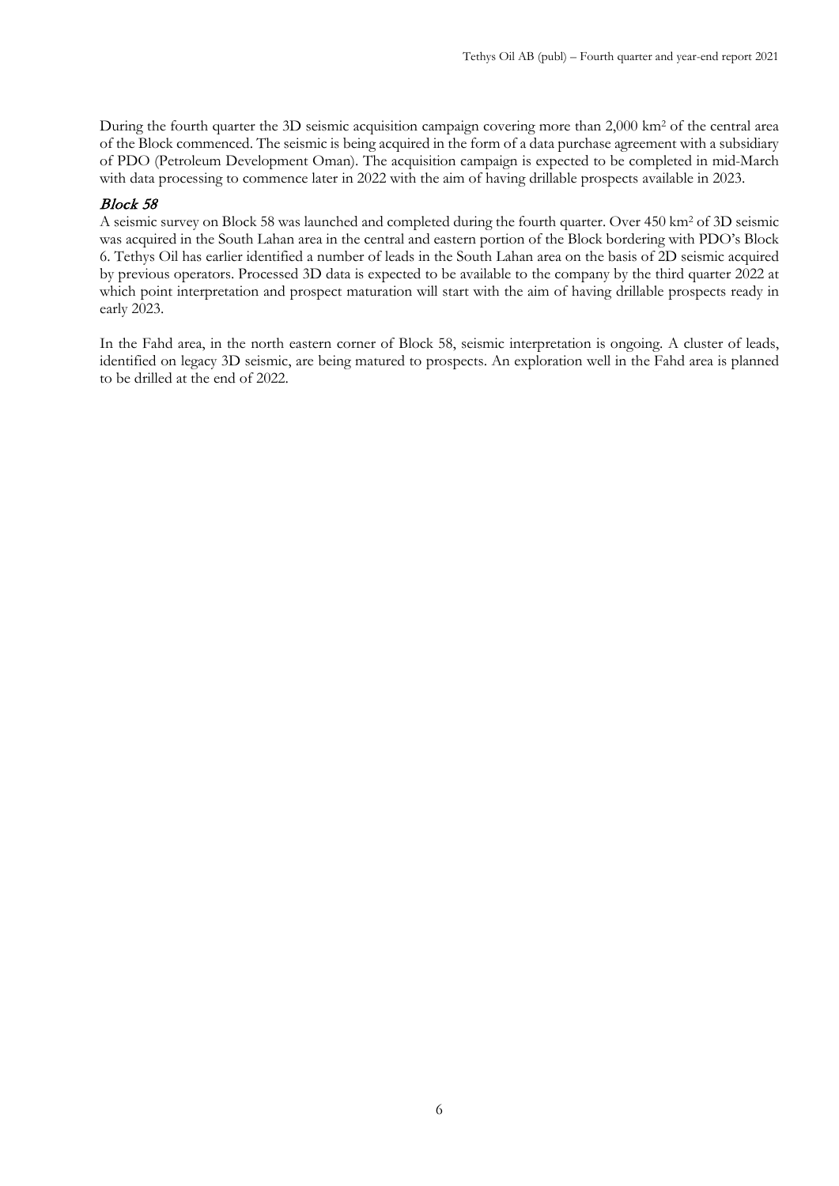During the fourth quarter the 3D seismic acquisition campaign covering more than 2,000 km$^2$ of the central area of the Block commenced. The seismic is being acquired in the form of a data purchase agreement with a subsidiary of PDO (Petroleum Development Oman). The acquisition campaign is expected to be completed in mid-March with data processing to commence later in 2022 with the aim of having drillable prospects available in 2023.

### *Block 58*

A seismic survey on Block 58 was launched and completed during the fourth quarter. Over 450 km$^2$ of 3D seismic was acquired in the South Lahan area in the central and eastern portion of the Block bordering with PDO's Block 6. Tethys Oil has earlier identified a number of leads in the South Lahan area on the basis of 2D seismic acquired by previous operators. Processed 3D data is expected to be available to the company by the third quarter 2022 at which point interpretation and prospect maturation will start with the aim of having drillable prospects ready in early 2023.

In the Fahd area, in the north eastern corner of Block 58, seismic interpretation is ongoing. A cluster of leads, identified on legacy 3D seismic, are being matured to prospects. An exploration well in the Fahd area is planned to be drilled at the end of 2022.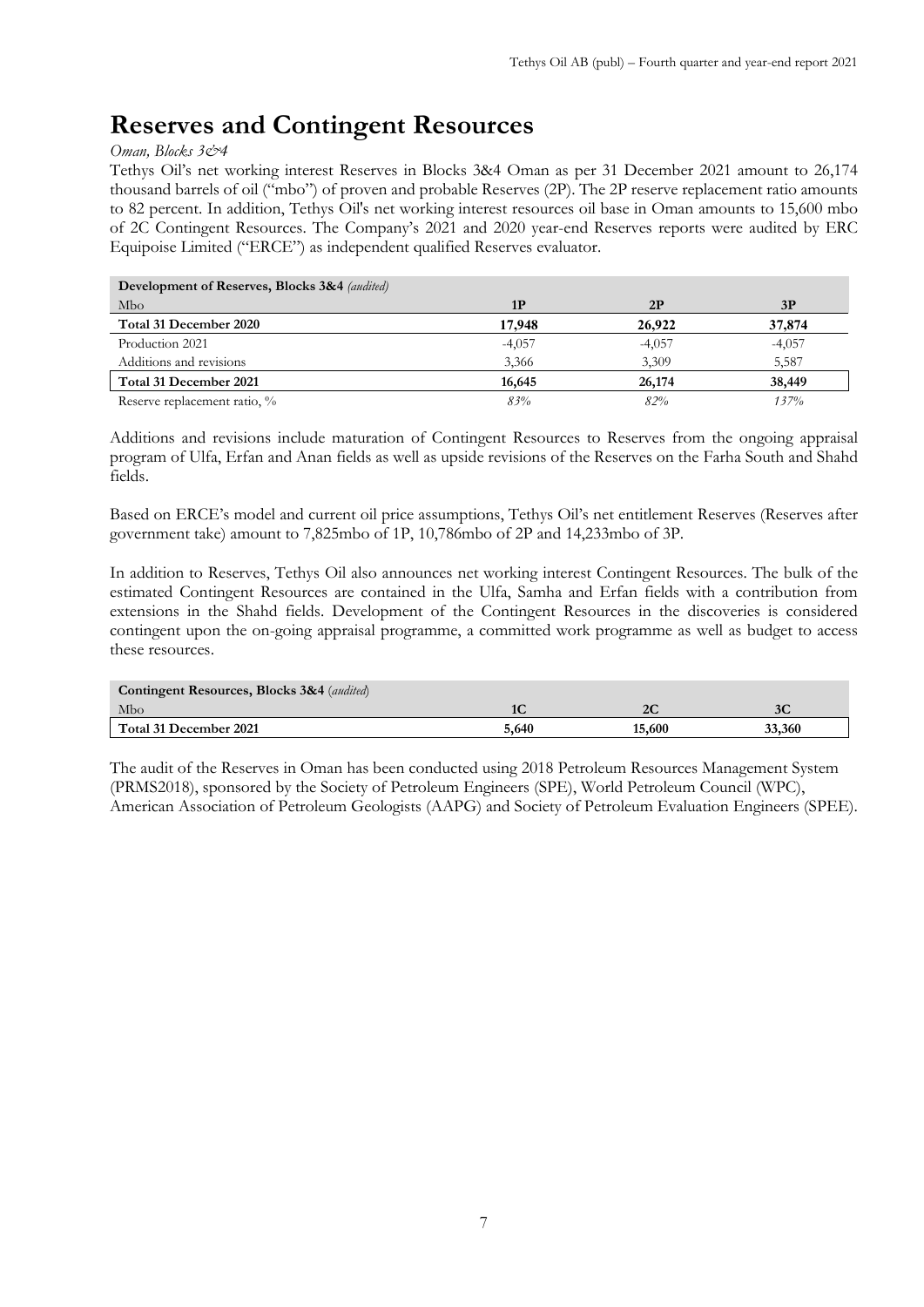# Reserves and Contingent Resources

*Oman, Blocks 3&4*

Tethys Oil's net working interest Reserves in Blocks 3&4 Oman as per 31 December 2021 amount to 26,174 thousand barrels of oil ("mbo") of proven and probable Reserves (2P). The 2P reserve replacement ratio amounts to 82 percent. In addition, Tethys Oil's net working interest resources oil base in Oman amounts to 15,600 mbo of 2C Contingent Resources. The Company's 2021 and 2020 year-end Reserves reports were audited by ERC Equipoise Limited ("ERCE") as independent qualified Reserves evaluator.

| **Development of Reserves, Blocks 3&4** *(audited)* | | | |
|---|---|---|---|
| Mbo | **1P** | **2P** | **3P** |
| **Total 31 December 2020** | **17,948** | **26,922** | **37,874** |
| Production 2021 | -4,057 | -4,057 | -4,057 |
| Additions and revisions | 3,366 | 3,309 | 5,587 |
| **Total 31 December 2021** | **16,645** | **26,174** | **38,449** |
| Reserve replacement ratio, % | *83%* | *82%* | *137%* |

Additions and revisions include maturation of Contingent Resources to Reserves from the ongoing appraisal program of Ulfa, Erfan and Anan fields as well as upside revisions of the Reserves on the Farha South and Shahd fields.

Based on ERCE's model and current oil price assumptions, Tethys Oil's net entitlement Reserves (Reserves after government take) amount to 7,825mbo of 1P, 10,786mbo of 2P and 14,233mbo of 3P.

In addition to Reserves, Tethys Oil also announces net working interest Contingent Resources. The bulk of the estimated Contingent Resources are contained in the Ulfa, Samha and Erfan fields with a contribution from extensions in the Shahd fields. Development of the Contingent Resources in the discoveries is considered contingent upon the on-going appraisal programme, a committed work programme as well as budget to access these resources.

| **Contingent Resources, Blocks 3&4** (*audited*) | | | |
|---|---|---|---|
| Mbo | **1C** | **2C** | **3C** |
| **Total 31 December 2021** | **5,640** | **15,600** | **33,360** |

The audit of the Reserves in Oman has been conducted using 2018 Petroleum Resources Management System (PRMS2018), sponsored by the Society of Petroleum Engineers (SPE), World Petroleum Council (WPC), American Association of Petroleum Geologists (AAPG) and Society of Petroleum Evaluation Engineers (SPEE).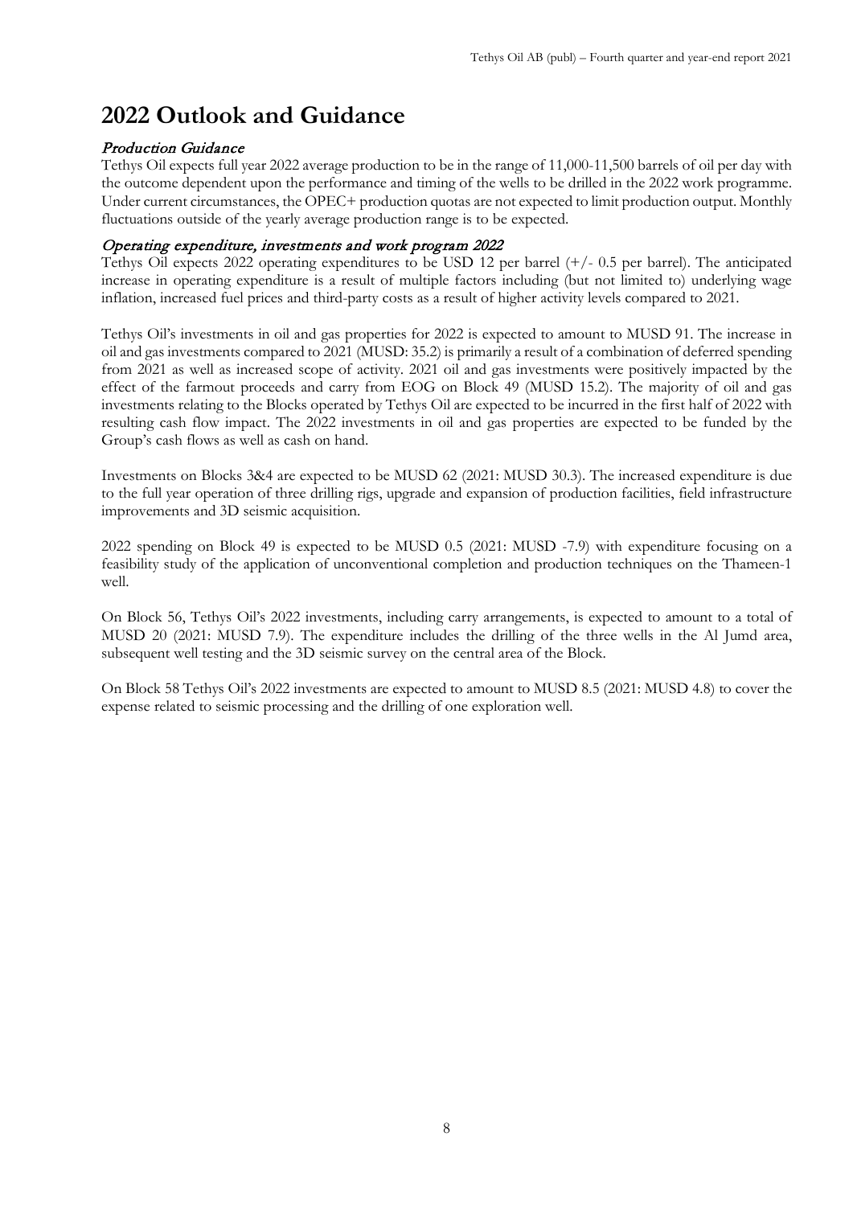# 2022 Outlook and Guidance

### *Production Guidance*

Tethys Oil expects full year 2022 average production to be in the range of 11,000-11,500 barrels of oil per day with the outcome dependent upon the performance and timing of the wells to be drilled in the 2022 work programme. Under current circumstances, the OPEC+ production quotas are not expected to limit production output. Monthly fluctuations outside of the yearly average production range is to be expected.

### *Operating expenditure, investments and work program 2022*

Tethys Oil expects 2022 operating expenditures to be USD 12 per barrel (+/- 0.5 per barrel). The anticipated increase in operating expenditure is a result of multiple factors including (but not limited to) underlying wage inflation, increased fuel prices and third-party costs as a result of higher activity levels compared to 2021.

Tethys Oil's investments in oil and gas properties for 2022 is expected to amount to MUSD 91. The increase in oil and gas investments compared to 2021 (MUSD: 35.2) is primarily a result of a combination of deferred spending from 2021 as well as increased scope of activity. 2021 oil and gas investments were positively impacted by the effect of the farmout proceeds and carry from EOG on Block 49 (MUSD 15.2). The majority of oil and gas investments relating to the Blocks operated by Tethys Oil are expected to be incurred in the first half of 2022 with resulting cash flow impact. The 2022 investments in oil and gas properties are expected to be funded by the Group's cash flows as well as cash on hand.

Investments on Blocks 3&4 are expected to be MUSD 62 (2021: MUSD 30.3). The increased expenditure is due to the full year operation of three drilling rigs, upgrade and expansion of production facilities, field infrastructure improvements and 3D seismic acquisition.

2022 spending on Block 49 is expected to be MUSD 0.5 (2021: MUSD -7.9) with expenditure focusing on a feasibility study of the application of unconventional completion and production techniques on the Thameen-1 well.

On Block 56, Tethys Oil's 2022 investments, including carry arrangements, is expected to amount to a total of MUSD 20 (2021: MUSD 7.9). The expenditure includes the drilling of the three wells in the Al Jumd area, subsequent well testing and the 3D seismic survey on the central area of the Block.

On Block 58 Tethys Oil's 2022 investments are expected to amount to MUSD 8.5 (2021: MUSD 4.8) to cover the expense related to seismic processing and the drilling of one exploration well.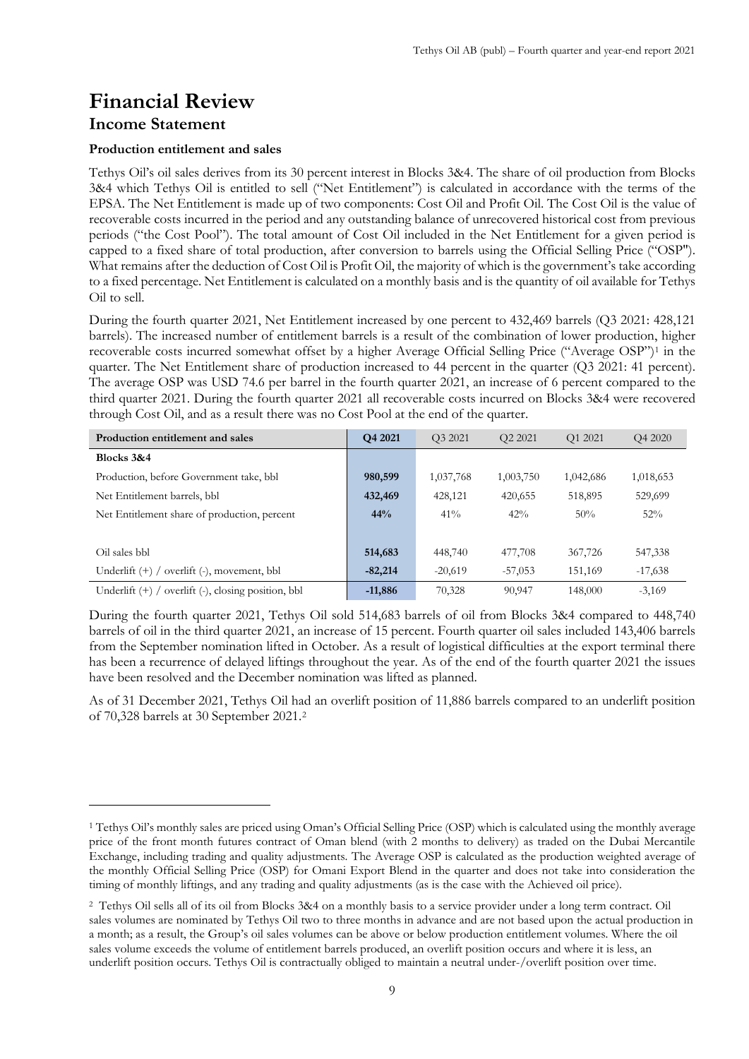# Financial Review

## Income Statement

**Production entitlement and sales**

Tethys Oil's oil sales derives from its 30 percent interest in Blocks 3&4. The share of oil production from Blocks 3&4 which Tethys Oil is entitled to sell ("Net Entitlement") is calculated in accordance with the terms of the EPSA. The Net Entitlement is made up of two components: Cost Oil and Profit Oil. The Cost Oil is the value of recoverable costs incurred in the period and any outstanding balance of unrecovered historical cost from previous periods ("the Cost Pool"). The total amount of Cost Oil included in the Net Entitlement for a given period is capped to a fixed share of total production, after conversion to barrels using the Official Selling Price ("OSP"). What remains after the deduction of Cost Oil is Profit Oil, the majority of which is the government's take according to a fixed percentage. Net Entitlement is calculated on a monthly basis and is the quantity of oil available for Tethys Oil to sell.

During the fourth quarter 2021, Net Entitlement increased by one percent to 432,469 barrels (Q3 2021: 428,121 barrels). The increased number of entitlement barrels is a result of the combination of lower production, higher recoverable costs incurred somewhat offset by a higher Average Official Selling Price ("Average OSP")[1] in the quarter. The Net Entitlement share of production increased to 44 percent in the quarter (Q3 2021: 41 percent). The average OSP was USD 74.6 per barrel in the fourth quarter 2021, an increase of 6 percent compared to the third quarter 2021. During the fourth quarter 2021 all recoverable costs incurred on Blocks 3&4 were recovered through Cost Oil, and as a result there was no Cost Pool at the end of the quarter.

| Production entitlement and sales | Q4 2021 | Q3 2021 | Q2 2021 | Q1 2021 | Q4 2020 |
|---|---|---|---|---|---|
| **Blocks 3&4** | | | | | |
| Production, before Government take, bbl | **980,599** | 1,037,768 | 1,003,750 | 1,042,686 | 1,018,653 |
| Net Entitlement barrels, bbl | **432,469** | 428,121 | 420,655 | 518,895 | 529,699 |
| Net Entitlement share of production, percent | **44%** | 41% | 42% | 50% | 52% |
| | | | | | |
| Oil sales bbl | **514,683** | 448,740 | 477,708 | 367,726 | 547,338 |
| Underlift (+) / overlift (-), movement, bbl | **-82,214** | -20,619 | -57,053 | 151,169 | -17,638 |
| Underlift (+) / overlift (-), closing position, bbl | **-11,886** | 70,328 | 90,947 | 148,000 | -3,169 |

During the fourth quarter 2021, Tethys Oil sold 514,683 barrels of oil from Blocks 3&4 compared to 448,740 barrels of oil in the third quarter 2021, an increase of 15 percent. Fourth quarter oil sales included 143,406 barrels from the September nomination lifted in October. As a result of logistical difficulties at the export terminal there has been a recurrence of delayed liftings throughout the year. As of the end of the fourth quarter 2021 the issues have been resolved and the December nomination was lifted as planned.

As of 31 December 2021, Tethys Oil had an overlift position of 11,886 barrels compared to an underlift position of 70,328 barrels at 30 September 2021.[2]

---

[1] Tethys Oil's monthly sales are priced using Oman's Official Selling Price (OSP) which is calculated using the monthly average price of the front month futures contract of Oman blend (with 2 months to delivery) as traded on the Dubai Mercantile Exchange, including trading and quality adjustments. The Average OSP is calculated as the production weighted average of the monthly Official Selling Price (OSP) for Omani Export Blend in the quarter and does not take into consideration the timing of monthly liftings, and any trading and quality adjustments (as is the case with the Achieved oil price).

[2] Tethys Oil sells all of its oil from Blocks 3&4 on a monthly basis to a service provider under a long term contract. Oil sales volumes are nominated by Tethys Oil two to three months in advance and are not based upon the actual production in a month; as a result, the Group's oil sales volumes can be above or below production entitlement volumes. Where the oil sales volume exceeds the volume of entitlement barrels produced, an overlift position occurs and where it is less, an underlift position occurs. Tethys Oil is contractually obliged to maintain a neutral under-/overlift position over time.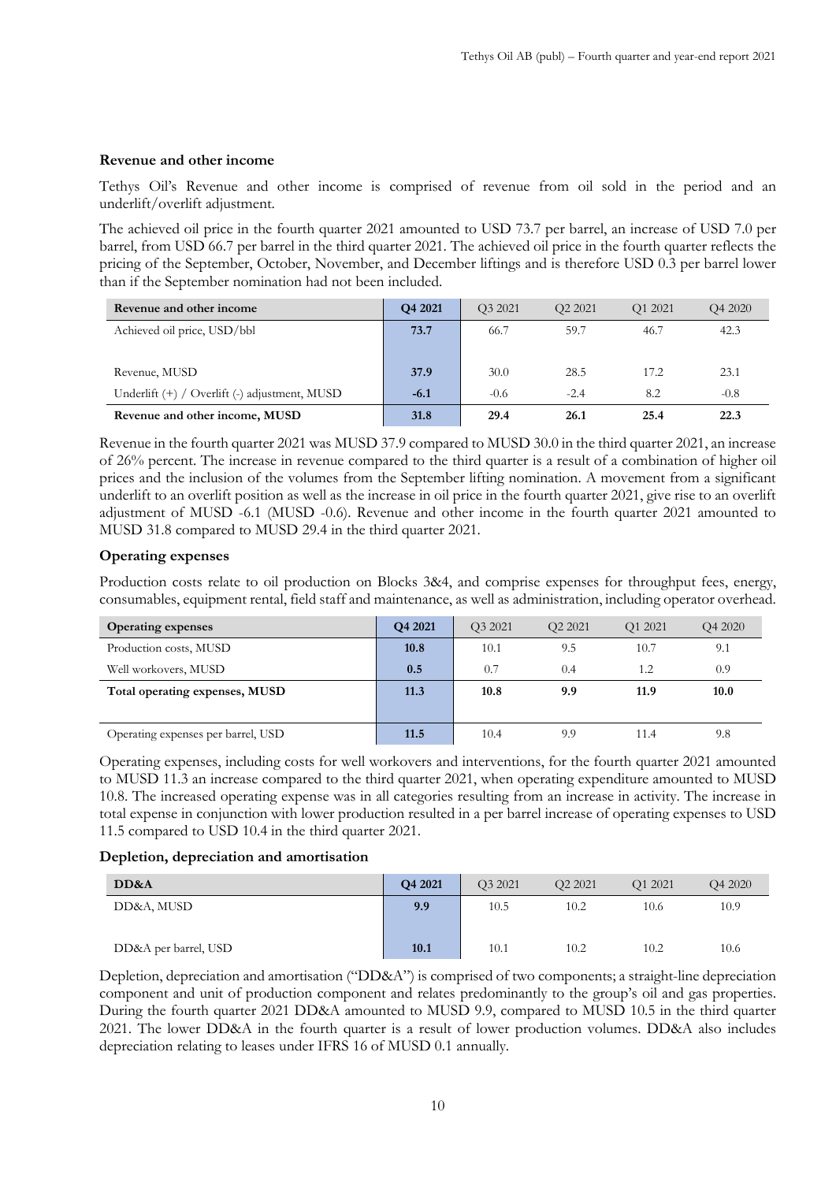### Revenue and other income

Tethys Oil's Revenue and other income is comprised of revenue from oil sold in the period and an underlift/overlift adjustment.

The achieved oil price in the fourth quarter 2021 amounted to USD 73.7 per barrel, an increase of USD 7.0 per barrel, from USD 66.7 per barrel in the third quarter 2021. The achieved oil price in the fourth quarter reflects the pricing of the September, October, November, and December liftings and is therefore USD 0.3 per barrel lower than if the September nomination had not been included.

| Revenue and other income | Q4 2021 | Q3 2021 | Q2 2021 | Q1 2021 | Q4 2020 |
|---|---|---|---|---|---|
| Achieved oil price, USD/bbl | 73.7 | 66.7 | 59.7 | 46.7 | 42.3 |
| Revenue, MUSD | 37.9 | 30.0 | 28.5 | 17.2 | 23.1 |
| Underlift (+) / Overlift (-) adjustment, MUSD | -6.1 | -0.6 | -2.4 | 8.2 | -0.8 |
| **Revenue and other income, MUSD** | **31.8** | **29.4** | **26.1** | **25.4** | **22.3** |

Revenue in the fourth quarter 2021 was MUSD 37.9 compared to MUSD 30.0 in the third quarter 2021, an increase of 26% percent. The increase in revenue compared to the third quarter is a result of a combination of higher oil prices and the inclusion of the volumes from the September lifting nomination. A movement from a significant underlift to an overlift position as well as the increase in oil price in the fourth quarter 2021, give rise to an overlift adjustment of MUSD -6.1 (MUSD -0.6). Revenue and other income in the fourth quarter 2021 amounted to MUSD 31.8 compared to MUSD 29.4 in the third quarter 2021.

### Operating expenses

Production costs relate to oil production on Blocks 3&4, and comprise expenses for throughput fees, energy, consumables, equipment rental, field staff and maintenance, as well as administration, including operator overhead.

| Operating expenses | Q4 2021 | Q3 2021 | Q2 2021 | Q1 2021 | Q4 2020 |
|---|---|---|---|---|---|
| Production costs, MUSD | 10.8 | 10.1 | 9.5 | 10.7 | 9.1 |
| Well workovers, MUSD | 0.5 | 0.7 | 0.4 | 1.2 | 0.9 |
| **Total operating expenses, MUSD** | **11.3** | **10.8** | **9.9** | **11.9** | **10.0** |
| Operating expenses per barrel, USD | 11.5 | 10.4 | 9.9 | 11.4 | 9.8 |

Operating expenses, including costs for well workovers and interventions, for the fourth quarter 2021 amounted to MUSD 11.3 an increase compared to the third quarter 2021, when operating expenditure amounted to MUSD 10.8. The increased operating expense was in all categories resulting from an increase in activity. The increase in total expense in conjunction with lower production resulted in a per barrel increase of operating expenses to USD 11.5 compared to USD 10.4 in the third quarter 2021.

### Depletion, depreciation and amortisation

| DD&A | Q4 2021 | Q3 2021 | Q2 2021 | Q1 2021 | Q4 2020 |
|---|---|---|---|---|---|
| DD&A, MUSD | 9.9 | 10.5 | 10.2 | 10.6 | 10.9 |
| DD&A per barrel, USD | 10.1 | 10.1 | 10.2 | 10.2 | 10.6 |

Depletion, depreciation and amortisation ("DD&A") is comprised of two components; a straight-line depreciation component and unit of production component and relates predominantly to the group's oil and gas properties. During the fourth quarter 2021 DD&A amounted to MUSD 9.9, compared to MUSD 10.5 in the third quarter 2021. The lower DD&A in the fourth quarter is a result of lower production volumes. DD&A also includes depreciation relating to leases under IFRS 16 of MUSD 0.1 annually.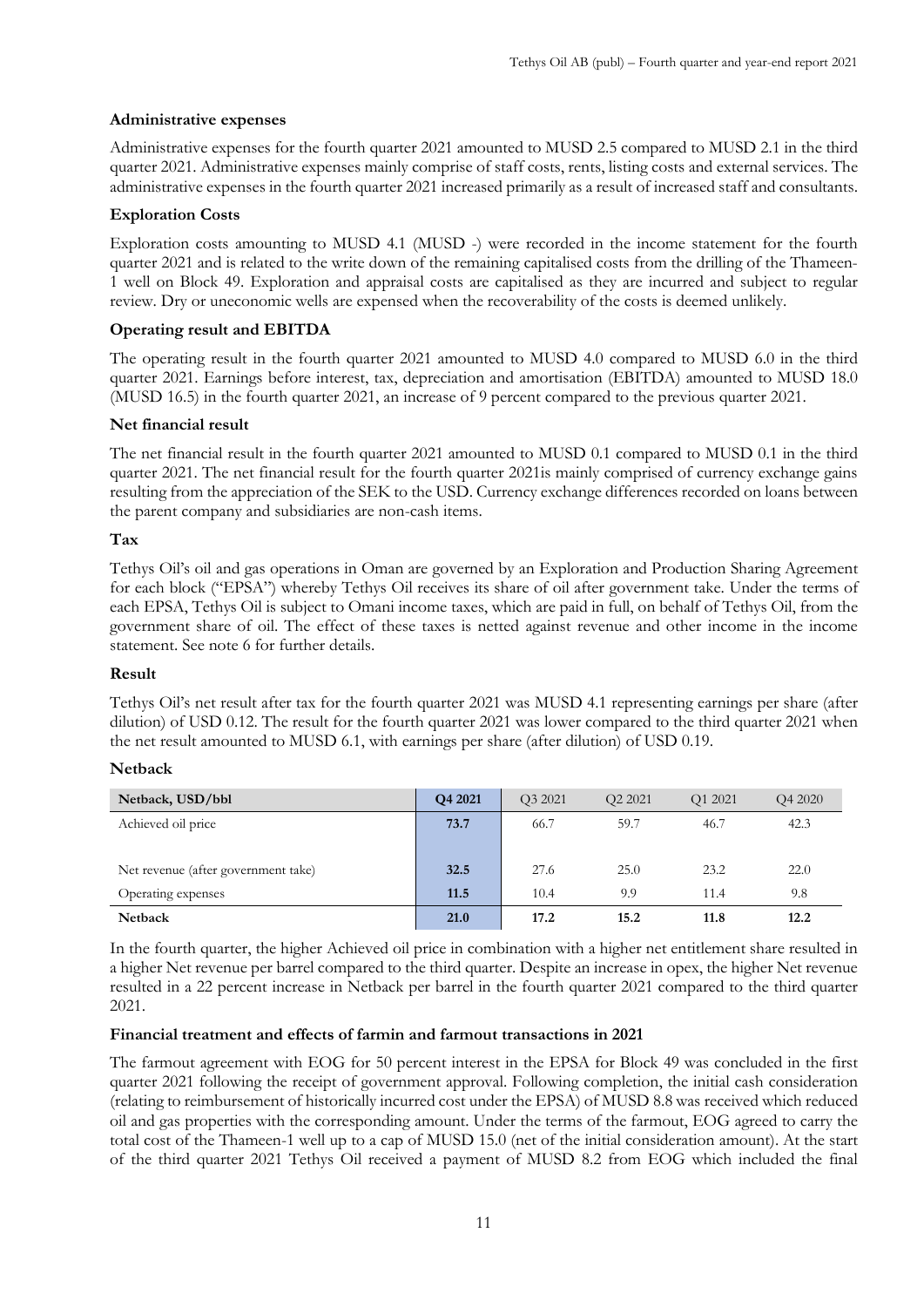### Administrative expenses

Administrative expenses for the fourth quarter 2021 amounted to MUSD 2.5 compared to MUSD 2.1 in the third quarter 2021. Administrative expenses mainly comprise of staff costs, rents, listing costs and external services. The administrative expenses in the fourth quarter 2021 increased primarily as a result of increased staff and consultants.

### Exploration Costs

Exploration costs amounting to MUSD 4.1 (MUSD -) were recorded in the income statement for the fourth quarter 2021 and is related to the write down of the remaining capitalised costs from the drilling of the Thameen-1 well on Block 49. Exploration and appraisal costs are capitalised as they are incurred and subject to regular review. Dry or uneconomic wells are expensed when the recoverability of the costs is deemed unlikely.

### Operating result and EBITDA

The operating result in the fourth quarter 2021 amounted to MUSD 4.0 compared to MUSD 6.0 in the third quarter 2021. Earnings before interest, tax, depreciation and amortisation (EBITDA) amounted to MUSD 18.0 (MUSD 16.5) in the fourth quarter 2021, an increase of 9 percent compared to the previous quarter 2021.

### Net financial result

The net financial result in the fourth quarter 2021 amounted to MUSD 0.1 compared to MUSD 0.1 in the third quarter 2021. The net financial result for the fourth quarter 2021is mainly comprised of currency exchange gains resulting from the appreciation of the SEK to the USD. Currency exchange differences recorded on loans between the parent company and subsidiaries are non-cash items.

### Tax

Tethys Oil's oil and gas operations in Oman are governed by an Exploration and Production Sharing Agreement for each block ("EPSA") whereby Tethys Oil receives its share of oil after government take. Under the terms of each EPSA, Tethys Oil is subject to Omani income taxes, which are paid in full, on behalf of Tethys Oil, from the government share of oil. The effect of these taxes is netted against revenue and other income in the income statement. See note 6 for further details.

### Result

Tethys Oil's net result after tax for the fourth quarter 2021 was MUSD 4.1 representing earnings per share (after dilution) of USD 0.12. The result for the fourth quarter 2021 was lower compared to the third quarter 2021 when the net result amounted to MUSD 6.1, with earnings per share (after dilution) of USD 0.19.

### Netback

| Netback, USD/bbl | Q4 2021 | Q3 2021 | Q2 2021 | Q1 2021 | Q4 2020 |
|---|---|---|---|---|---|
| Achieved oil price | 73.7 | 66.7 | 59.7 | 46.7 | 42.3 |
| | | | | | |
| Net revenue (after government take) | 32.5 | 27.6 | 25.0 | 23.2 | 22.0 |
| Operating expenses | 11.5 | 10.4 | 9.9 | 11.4 | 9.8 |
| **Netback** | **21.0** | **17.2** | **15.2** | **11.8** | **12.2** |

In the fourth quarter, the higher Achieved oil price in combination with a higher net entitlement share resulted in a higher Net revenue per barrel compared to the third quarter. Despite an increase in opex, the higher Net revenue resulted in a 22 percent increase in Netback per barrel in the fourth quarter 2021 compared to the third quarter 2021.

### Financial treatment and effects of farmin and farmout transactions in 2021

The farmout agreement with EOG for 50 percent interest in the EPSA for Block 49 was concluded in the first quarter 2021 following the receipt of government approval. Following completion, the initial cash consideration (relating to reimbursement of historically incurred cost under the EPSA) of MUSD 8.8 was received which reduced oil and gas properties with the corresponding amount. Under the terms of the farmout, EOG agreed to carry the total cost of the Thameen-1 well up to a cap of MUSD 15.0 (net of the initial consideration amount). At the start of the third quarter 2021 Tethys Oil received a payment of MUSD 8.2 from EOG which included the final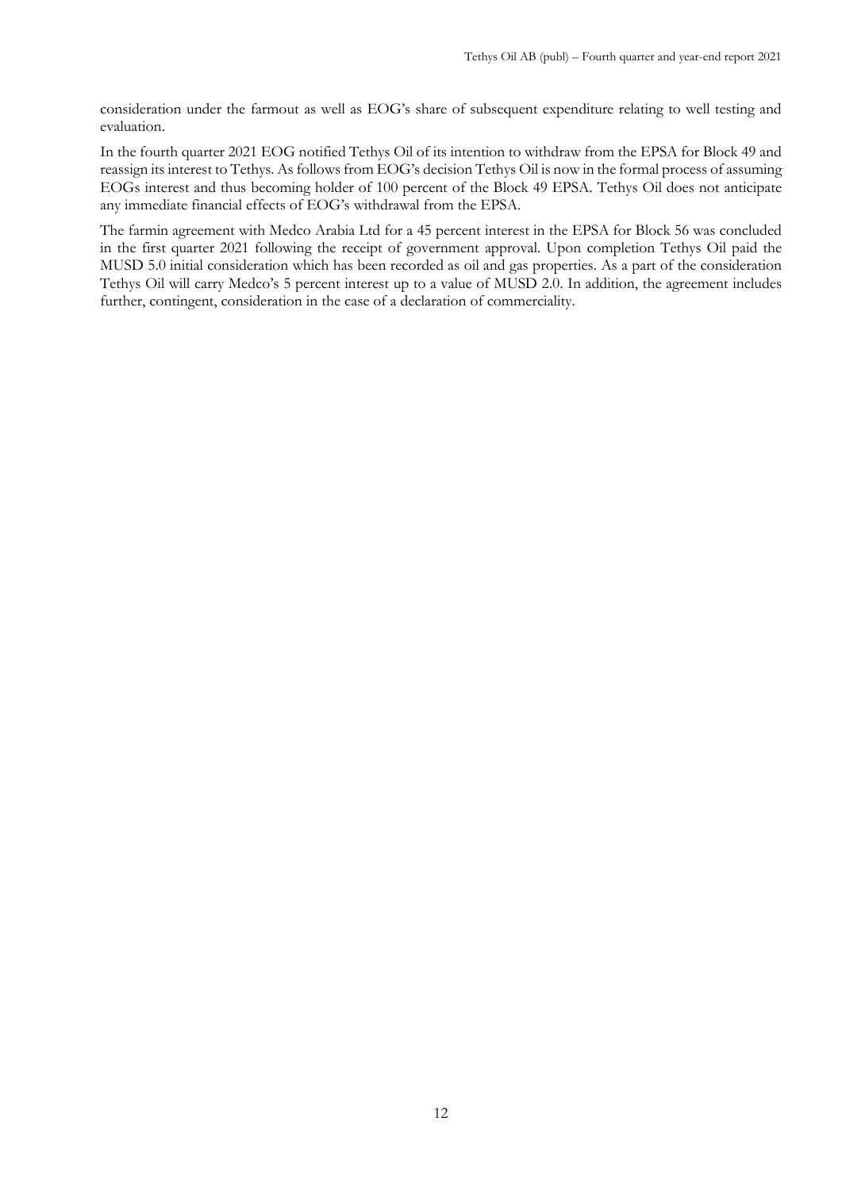consideration under the farmout as well as EOG's share of subsequent expenditure relating to well testing and evaluation.

In the fourth quarter 2021 EOG notified Tethys Oil of its intention to withdraw from the EPSA for Block 49 and reassign its interest to Tethys. As follows from EOG's decision Tethys Oil is now in the formal process of assuming EOGs interest and thus becoming holder of 100 percent of the Block 49 EPSA. Tethys Oil does not anticipate any immediate financial effects of EOG's withdrawal from the EPSA.

The farmin agreement with Medco Arabia Ltd for a 45 percent interest in the EPSA for Block 56 was concluded in the first quarter 2021 following the receipt of government approval. Upon completion Tethys Oil paid the MUSD 5.0 initial consideration which has been recorded as oil and gas properties. As a part of the consideration Tethys Oil will carry Medco's 5 percent interest up to a value of MUSD 2.0. In addition, the agreement includes further, contingent, consideration in the case of a declaration of commerciality.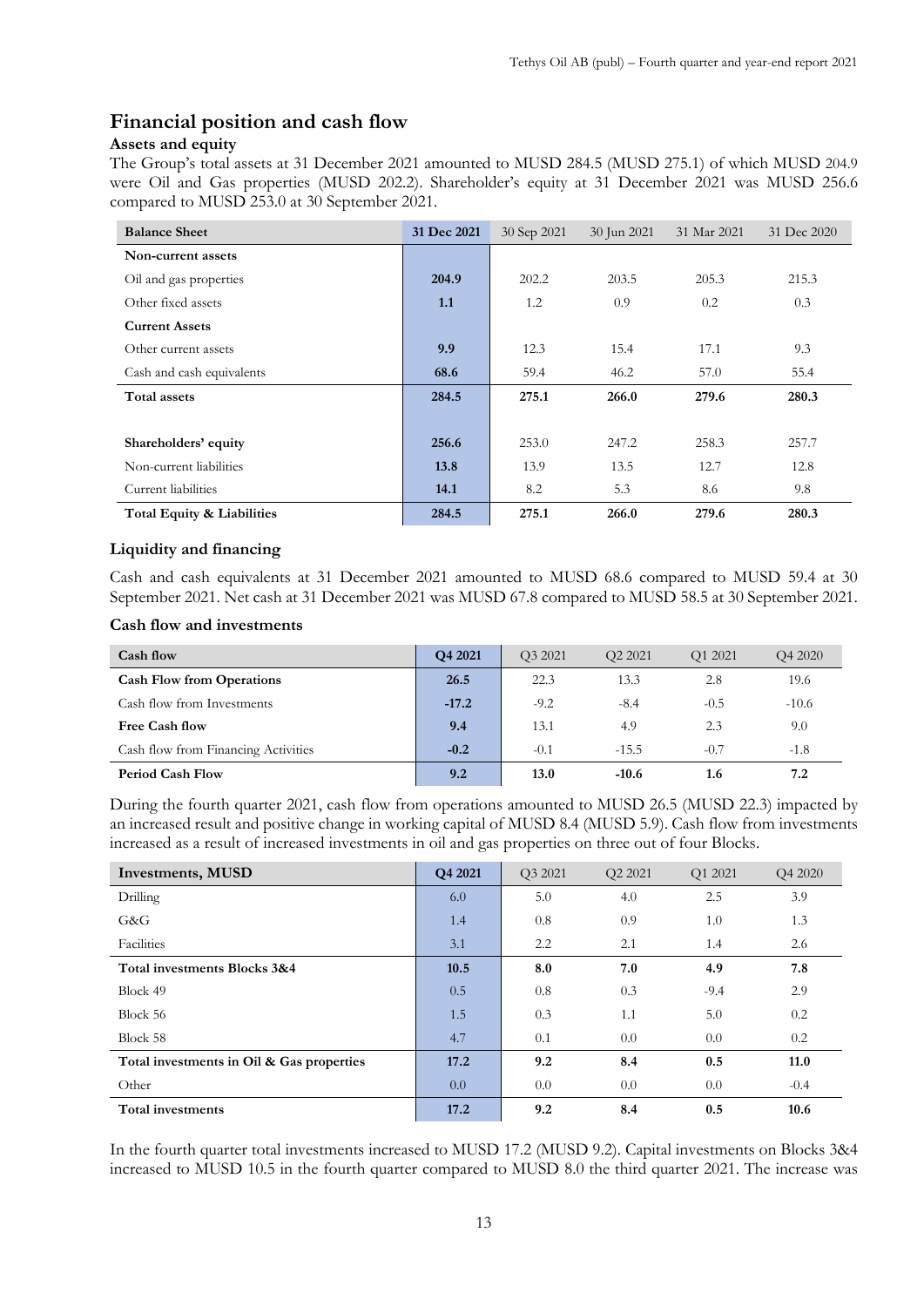# Financial position and cash flow

### Assets and equity

The Group's total assets at 31 December 2021 amounted to MUSD 284.5 (MUSD 275.1) of which MUSD 204.9 were Oil and Gas properties (MUSD 202.2). Shareholder's equity at 31 December 2021 was MUSD 256.6 compared to MUSD 253.0 at 30 September 2021.

| Balance Sheet | 31 Dec 2021 | 30 Sep 2021 | 30 Jun 2021 | 31 Mar 2021 | 31 Dec 2020 |
|---|---|---|---|---|---|
| **Non-current assets** | | | | | |
| Oil and gas properties | **204.9** | 202.2 | 203.5 | 205.3 | 215.3 |
| Other fixed assets | **1.1** | 1.2 | 0.9 | 0.2 | 0.3 |
| **Current Assets** | | | | | |
| Other current assets | **9.9** | 12.3 | 15.4 | 17.1 | 9.3 |
| Cash and cash equivalents | **68.6** | 59.4 | 46.2 | 57.0 | 55.4 |
| **Total assets** | **284.5** | **275.1** | **266.0** | **279.6** | **280.3** |
| | | | | | |
| **Shareholders' equity** | **256.6** | 253.0 | 247.2 | 258.3 | 257.7 |
| Non-current liabilities | **13.8** | 13.9 | 13.5 | 12.7 | 12.8 |
| Current liabilities | **14.1** | 8.2 | 5.3 | 8.6 | 9.8 |
| **Total Equity & Liabilities** | **284.5** | **275.1** | **266.0** | **279.6** | **280.3** |

### Liquidity and financing

Cash and cash equivalents at 31 December 2021 amounted to MUSD 68.6 compared to MUSD 59.4 at 30 September 2021. Net cash at 31 December 2021 was MUSD 67.8 compared to MUSD 58.5 at 30 September 2021.

### Cash flow and investments

| Cash flow | Q4 2021 | Q3 2021 | Q2 2021 | Q1 2021 | Q4 2020 |
|---|---|---|---|---|---|
| **Cash Flow from Operations** | **26.5** | 22.3 | 13.3 | 2.8 | 19.6 |
| Cash flow from Investments | **-17.2** | -9.2 | -8.4 | -0.5 | -10.6 |
| **Free Cash flow** | **9.4** | 13.1 | 4.9 | 2.3 | 9.0 |
| Cash flow from Financing Activities | **-0.2** | -0.1 | -15.5 | -0.7 | -1.8 |
| **Period Cash Flow** | **9.2** | **13.0** | **-10.6** | **1.6** | **7.2** |

During the fourth quarter 2021, cash flow from operations amounted to MUSD 26.5 (MUSD 22.3) impacted by an increased result and positive change in working capital of MUSD 8.4 (MUSD 5.9). Cash flow from investments increased as a result of increased investments in oil and gas properties on three out of four Blocks.

| Investments, MUSD | Q4 2021 | Q3 2021 | Q2 2021 | Q1 2021 | Q4 2020 |
|---|---|---|---|---|---|
| Drilling | 6.0 | 5.0 | 4.0 | 2.5 | 3.9 |
| G&G | 1.4 | 0.8 | 0.9 | 1.0 | 1.3 |
| Facilities | 3.1 | 2.2 | 2.1 | 1.4 | 2.6 |
| **Total investments Blocks 3&4** | **10.5** | **8.0** | **7.0** | **4.9** | **7.8** |
| Block 49 | 0.5 | 0.8 | 0.3 | -9.4 | 2.9 |
| Block 56 | 1.5 | 0.3 | 1.1 | 5.0 | 0.2 |
| Block 58 | 4.7 | 0.1 | 0.0 | 0.0 | 0.2 |
| **Total investments in Oil & Gas properties** | **17.2** | **9.2** | **8.4** | **0.5** | **11.0** |
| Other | 0.0 | 0.0 | 0.0 | 0.0 | -0.4 |
| **Total investments** | **17.2** | **9.2** | **8.4** | **0.5** | **10.6** |

In the fourth quarter total investments increased to MUSD 17.2 (MUSD 9.2). Capital investments on Blocks 3&4 increased to MUSD 10.5 in the fourth quarter compared to MUSD 8.0 the third quarter 2021. The increase was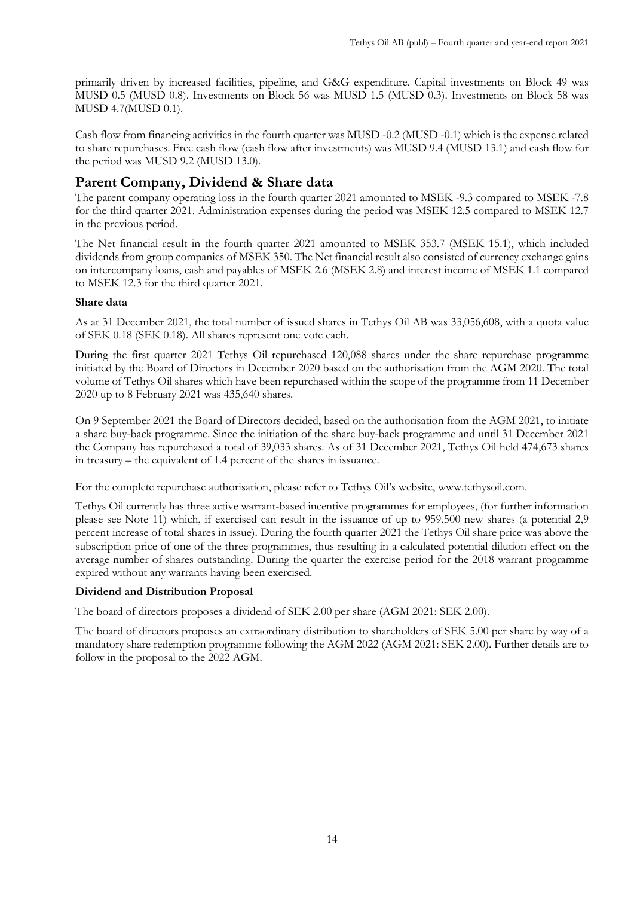primarily driven by increased facilities, pipeline, and G&G expenditure. Capital investments on Block 49 was MUSD 0.5 (MUSD 0.8). Investments on Block 56 was MUSD 1.5 (MUSD 0.3). Investments on Block 58 was MUSD 4.7(MUSD 0.1).

Cash flow from financing activities in the fourth quarter was MUSD -0.2 (MUSD -0.1) which is the expense related to share repurchases. Free cash flow (cash flow after investments) was MUSD 9.4 (MUSD 13.1) and cash flow for the period was MUSD 9.2 (MUSD 13.0).

## Parent Company, Dividend & Share data

The parent company operating loss in the fourth quarter 2021 amounted to MSEK -9.3 compared to MSEK -7.8 for the third quarter 2021. Administration expenses during the period was MSEK 12.5 compared to MSEK 12.7 in the previous period.

The Net financial result in the fourth quarter 2021 amounted to MSEK 353.7 (MSEK 15.1), which included dividends from group companies of MSEK 350. The Net financial result also consisted of currency exchange gains on intercompany loans, cash and payables of MSEK 2.6 (MSEK 2.8) and interest income of MSEK 1.1 compared to MSEK 12.3 for the third quarter 2021.

**Share data**

As at 31 December 2021, the total number of issued shares in Tethys Oil AB was 33,056,608, with a quota value of SEK 0.18 (SEK 0.18). All shares represent one vote each.

During the first quarter 2021 Tethys Oil repurchased 120,088 shares under the share repurchase programme initiated by the Board of Directors in December 2020 based on the authorisation from the AGM 2020. The total volume of Tethys Oil shares which have been repurchased within the scope of the programme from 11 December 2020 up to 8 February 2021 was 435,640 shares.

On 9 September 2021 the Board of Directors decided, based on the authorisation from the AGM 2021, to initiate a share buy-back programme. Since the initiation of the share buy-back programme and until 31 December 2021 the Company has repurchased a total of 39,033 shares. As of 31 December 2021, Tethys Oil held 474,673 shares in treasury – the equivalent of 1.4 percent of the shares in issuance.

For the complete repurchase authorisation, please refer to Tethys Oil's website, www.tethysoil.com.

Tethys Oil currently has three active warrant-based incentive programmes for employees, (for further information please see Note 11) which, if exercised can result in the issuance of up to 959,500 new shares (a potential 2,9 percent increase of total shares in issue). During the fourth quarter 2021 the Tethys Oil share price was above the subscription price of one of the three programmes, thus resulting in a calculated potential dilution effect on the average number of shares outstanding. During the quarter the exercise period for the 2018 warrant programme expired without any warrants having been exercised.

**Dividend and Distribution Proposal**

The board of directors proposes a dividend of SEK 2.00 per share (AGM 2021: SEK 2.00).

The board of directors proposes an extraordinary distribution to shareholders of SEK 5.00 per share by way of a mandatory share redemption programme following the AGM 2022 (AGM 2021: SEK 2.00). Further details are to follow in the proposal to the 2022 AGM.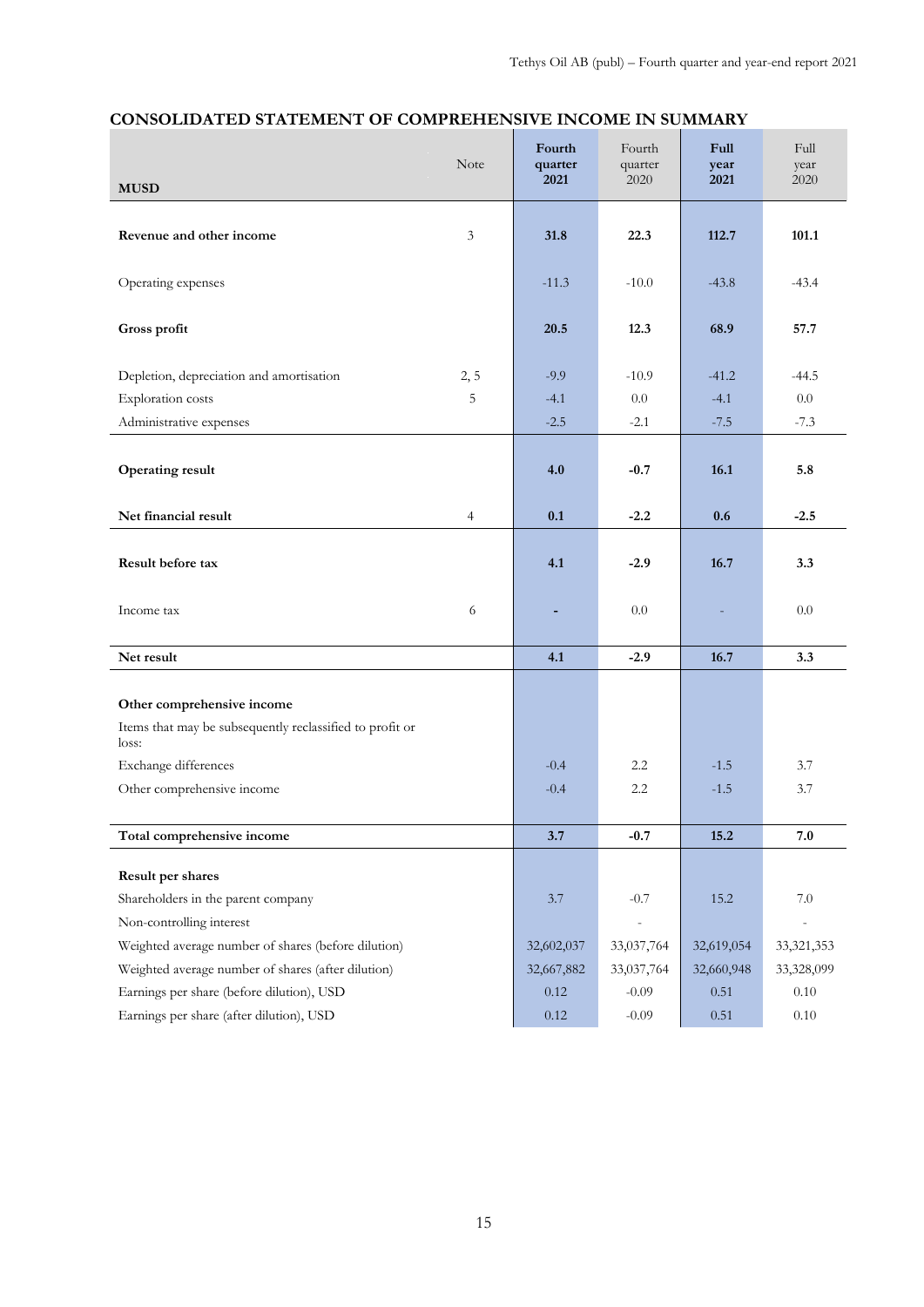## CONSOLIDATED STATEMENT OF COMPREHENSIVE INCOME IN SUMMARY

| MUSD | Note | **Fourth quarter 2021** | Fourth quarter 2020 | **Full year 2021** | Full year 2020 |
|---|---|---|---|---|---|
| **Revenue and other income** | 3 | **31.8** | **22.3** | **112.7** | **101.1** |
| Operating expenses | | -11.3 | -10.0 | -43.8 | -43.4 |
| **Gross profit** | | **20.5** | **12.3** | **68.9** | **57.7** |
| Depletion, depreciation and amortisation | 2, 5 | -9.9 | -10.9 | -41.2 | -44.5 |
| Exploration costs | 5 | -4.1 | 0.0 | -4.1 | 0.0 |
| Administrative expenses | | -2.5 | -2.1 | -7.5 | -7.3 |
| **Operating result** | | **4.0** | **-0.7** | **16.1** | **5.8** |
| **Net financial result** | 4 | **0.1** | **-2.2** | **0.6** | **-2.5** |
| **Result before tax** | | **4.1** | **-2.9** | **16.7** | **3.3** |
| Income tax | 6 | - | 0.0 | - | 0.0 |
| **Net result** | | **4.1** | **-2.9** | **16.7** | **3.3** |
| **Other comprehensive income** | | | | | |
| Items that may be subsequently reclassified to profit or loss: | | | | | |
| Exchange differences | | -0.4 | 2.2 | -1.5 | 3.7 |
| Other comprehensive income | | -0.4 | 2.2 | -1.5 | 3.7 |
| **Total comprehensive income** | | **3.7** | **-0.7** | **15.2** | **7.0** |
| **Result per shares** | | | | | |
| Shareholders in the parent company | | 3.7 | -0.7 | 15.2 | 7.0 |
| Non-controlling interest | | | - | | - |
| Weighted average number of shares (before dilution) | | 32,602,037 | 33,037,764 | 32,619,054 | 33,321,353 |
| Weighted average number of shares (after dilution) | | 32,667,882 | 33,037,764 | 32,660,948 | 33,328,099 |
| Earnings per share (before dilution), USD | | 0.12 | -0.09 | 0.51 | 0.10 |
| Earnings per share (after dilution), USD | | 0.12 | -0.09 | 0.51 | 0.10 |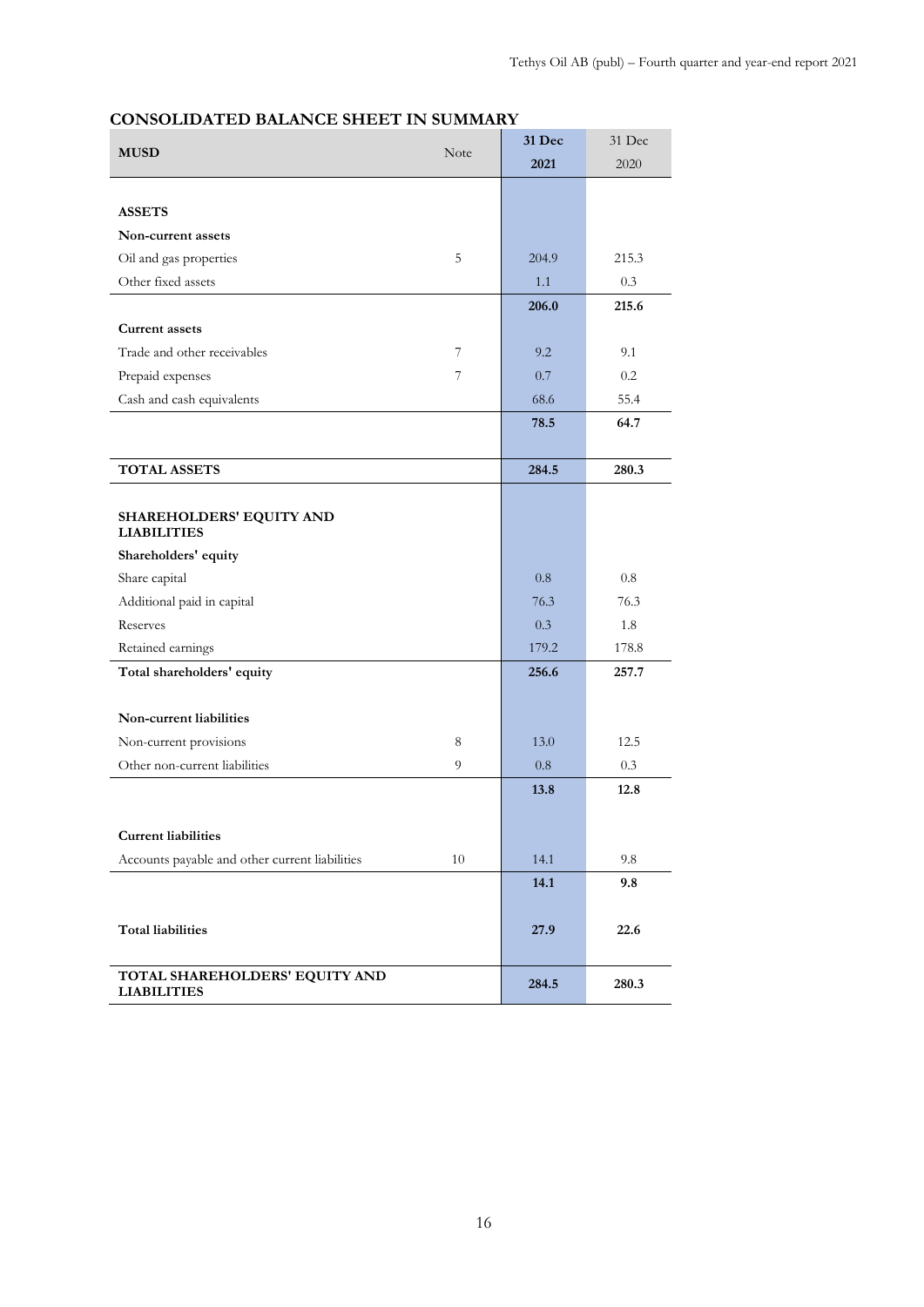## CONSOLIDATED BALANCE SHEET IN SUMMARY

| MUSD | Note | 31 Dec 2021 | 31 Dec 2020 |
|---|---|---|---|
| **ASSETS** | | | |
| **Non-current assets** | | | |
| Oil and gas properties | 5 | 204.9 | 215.3 |
| Other fixed assets | | 1.1 | 0.3 |
| | | **206.0** | **215.6** |
| **Current assets** | | | |
| Trade and other receivables | 7 | 9.2 | 9.1 |
| Prepaid expenses | 7 | 0.7 | 0.2 |
| Cash and cash equivalents | | 68.6 | 55.4 |
| | | **78.5** | **64.7** |
| **TOTAL ASSETS** | | **284.5** | **280.3** |
| **SHAREHOLDERS' EQUITY AND LIABILITIES** | | | |
| **Shareholders' equity** | | | |
| Share capital | | 0.8 | 0.8 |
| Additional paid in capital | | 76.3 | 76.3 |
| Reserves | | 0.3 | 1.8 |
| Retained earnings | | 179.2 | 178.8 |
| **Total shareholders' equity** | | **256.6** | **257.7** |
| **Non-current liabilities** | | | |
| Non-current provisions | 8 | 13.0 | 12.5 |
| Other non-current liabilities | 9 | 0.8 | 0.3 |
| | | **13.8** | **12.8** |
| **Current liabilities** | | | |
| Accounts payable and other current liabilities | 10 | 14.1 | 9.8 |
| | | **14.1** | **9.8** |
| **Total liabilities** | | **27.9** | **22.6** |
| **TOTAL SHAREHOLDERS' EQUITY AND LIABILITIES** | | **284.5** | **280.3** |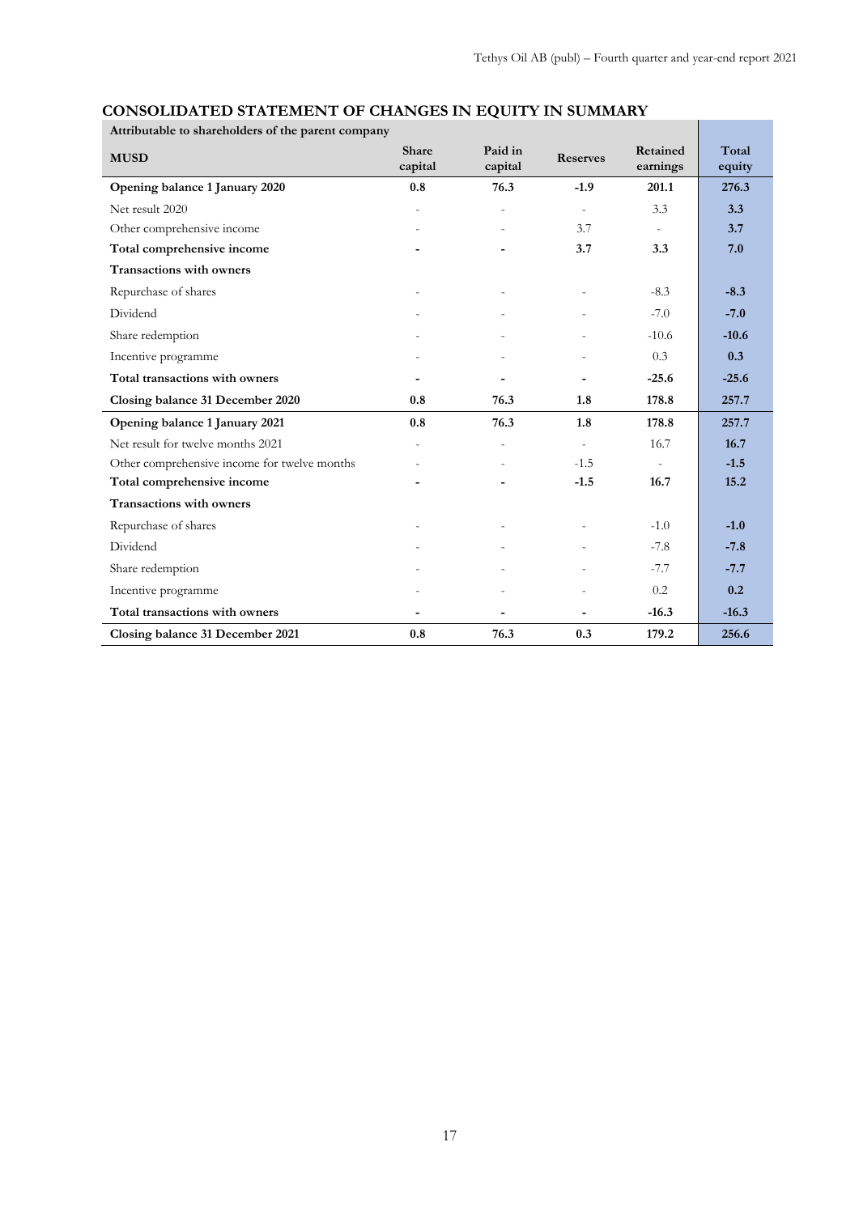## CONSOLIDATED STATEMENT OF CHANGES IN EQUITY IN SUMMARY

| Attributable to shareholders of the parent company | | | | | |
|---|---|---|---|---|---|
| **MUSD** | **Share capital** | **Paid in capital** | **Reserves** | **Retained earnings** | **Total equity** |
| **Opening balance 1 January 2020** | **0.8** | **76.3** | **-1.9** | **201.1** | **276.3** |
| Net result 2020 | - | - | - | 3.3 | **3.3** |
| Other comprehensive income | - | - | 3.7 | - | **3.7** |
| **Total comprehensive income** | **-** | **-** | **3.7** | **3.3** | **7.0** |
| **Transactions with owners** | | | | | |
| Repurchase of shares | - | - | - | -8.3 | **-8.3** |
| Dividend | - | - | - | -7.0 | **-7.0** |
| Share redemption | - | - | - | -10.6 | **-10.6** |
| Incentive programme | - | - | - | 0.3 | **0.3** |
| **Total transactions with owners** | **-** | **-** | **-** | **-25.6** | **-25.6** |
| **Closing balance 31 December 2020** | **0.8** | **76.3** | **1.8** | **178.8** | **257.7** |
| **Opening balance 1 January 2021** | **0.8** | **76.3** | **1.8** | **178.8** | **257.7** |
| Net result for twelve months 2021 | - | - | - | 16.7 | **16.7** |
| Other comprehensive income for twelve months | - | - | -1.5 | - | **-1.5** |
| **Total comprehensive income** | **-** | **-** | **-1.5** | **16.7** | **15.2** |
| **Transactions with owners** | | | | | |
| Repurchase of shares | - | - | - | -1.0 | **-1.0** |
| Dividend | - | - | - | -7.8 | **-7.8** |
| Share redemption | - | - | - | -7.7 | **-7.7** |
| Incentive programme | - | - | - | 0.2 | **0.2** |
| **Total transactions with owners** | **-** | **-** | **-** | **-16.3** | **-16.3** |
| **Closing balance 31 December 2021** | **0.8** | **76.3** | **0.3** | **179.2** | **256.6** |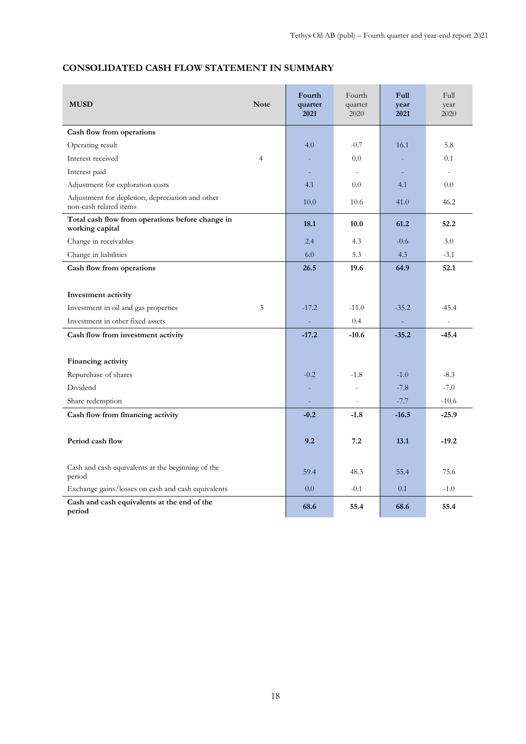## CONSOLIDATED CASH FLOW STATEMENT IN SUMMARY

| MUSD | Note | Fourth quarter 2021 | Fourth quarter 2020 | Full year 2021 | Full year 2020 |
|---|---|---|---|---|---|
| **Cash flow from operations** | | | | | |
| Operating result | | 4.0 | -0.7 | 16.1 | 5.8 |
| Interest received | 4 | - | 0.0 | - | 0.1 |
| Interest paid | | - | - | - | - |
| Adjustment for exploration costs | | 4.1 | 0.0 | 4.1 | 0.0 |
| Adjustment for depletion, depreciation and other non-cash related items | | 10.0 | 10.6 | 41.0 | 46.2 |
| **Total cash flow from operations before change in working capital** | | **18.1** | **10.0** | **61.2** | **52.2** |
| Change in receivables | | 2.4 | 4.3 | -0.6 | 3.0 |
| Change in liabilities | | 6.0 | 5.3 | 4.3 | -3.1 |
| **Cash flow from operations** | | **26.5** | **19.6** | **64.9** | **52.1** |
| | | | | | |
| **Investment activity** | | | | | |
| Investment in oil and gas properties | 5 | -17.2 | -11.0 | -35.2 | -45.4 |
| Investment in other fixed assets | | - | 0.4 | - | - |
| **Cash flow from investment activity** | | **-17.2** | **-10.6** | **-35.2** | **-45.4** |
| | | | | | |
| **Financing activity** | | | | | |
| Repurchase of shares | | -0.2 | -1.8 | -1.0 | -8.3 |
| Dividend | | - | - | -7.8 | -7.0 |
| Share redemption | | - | - | -7.7 | -10.6 |
| **Cash flow from financing activity** | | **-0.2** | **-1.8** | **-16.5** | **-25.9** |
| | | | | | |
| **Period cash flow** | | **9.2** | **7.2** | **13.1** | **-19.2** |
| | | | | | |
| Cash and cash equivalents at the beginning of the period | | 59.4 | 48.3 | 55.4 | 75.6 |
| Exchange gains/losses on cash and cash equivalents | | 0.0 | -0.1 | 0.1 | -1.0 |
| **Cash and cash equivalents at the end of the period** | | **68.6** | **55.4** | **68.6** | **55.4** |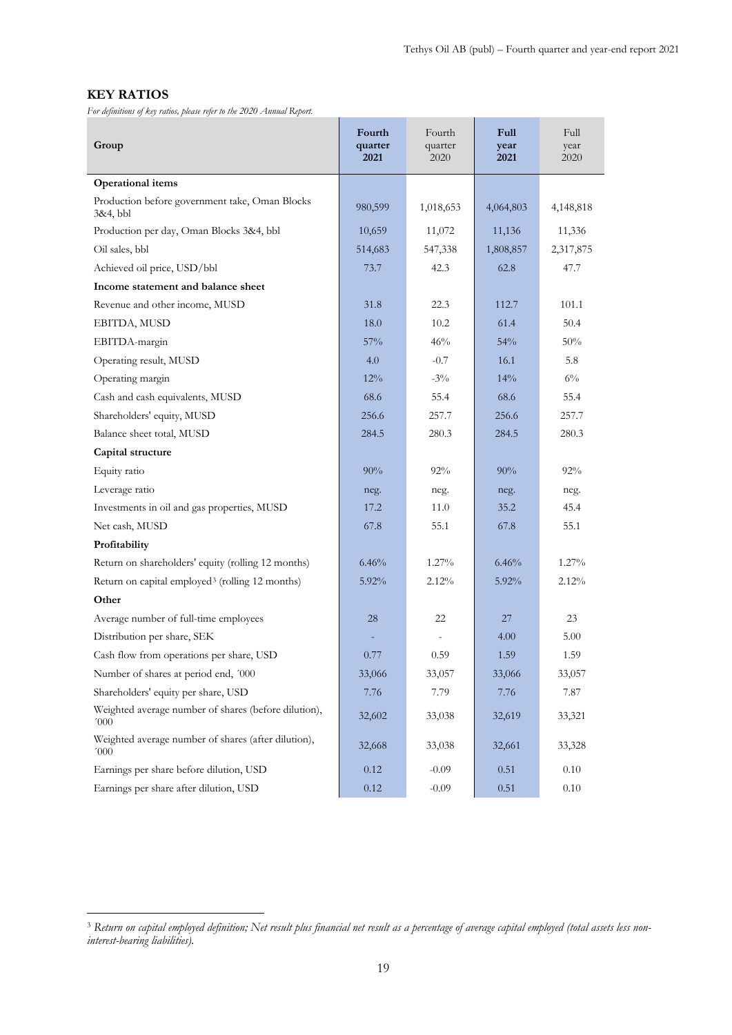## KEY RATIOS

*For definitions of key ratios, please refer to the 2020 Annual Report.*

| Group | Fourth quarter 2021 | Fourth quarter 2020 | Full year 2021 | Full year 2020 |
|---|---|---|---|---|
| **Operational items** | | | | |
| Production before government take, Oman Blocks 3&4, bbl | 980,599 | 1,018,653 | 4,064,803 | 4,148,818 |
| Production per day, Oman Blocks 3&4, bbl | 10,659 | 11,072 | 11,136 | 11,336 |
| Oil sales, bbl | 514,683 | 547,338 | 1,808,857 | 2,317,875 |
| Achieved oil price, USD/bbl | 73.7 | 42.3 | 62.8 | 47.7 |
| **Income statement and balance sheet** | | | | |
| Revenue and other income, MUSD | 31.8 | 22.3 | 112.7 | 101.1 |
| EBITDA, MUSD | 18.0 | 10.2 | 61.4 | 50.4 |
| EBITDA-margin | 57% | 46% | 54% | 50% |
| Operating result, MUSD | 4.0 | -0.7 | 16.1 | 5.8 |
| Operating margin | 12% | -3% | 14% | 6% |
| Cash and cash equivalents, MUSD | 68.6 | 55.4 | 68.6 | 55.4 |
| Shareholders' equity, MUSD | 256.6 | 257.7 | 256.6 | 257.7 |
| Balance sheet total, MUSD | 284.5 | 280.3 | 284.5 | 280.3 |
| **Capital structure** | | | | |
| Equity ratio | 90% | 92% | 90% | 92% |
| Leverage ratio | neg. | neg. | neg. | neg. |
| Investments in oil and gas properties, MUSD | 17.2 | 11.0 | 35.2 | 45.4 |
| Net cash, MUSD | 67.8 | 55.1 | 67.8 | 55.1 |
| **Profitability** | | | | |
| Return on shareholders' equity (rolling 12 months) | 6.46% | 1.27% | 6.46% | 1.27% |
| Return on capital employed[3] (rolling 12 months) | 5.92% | 2.12% | 5.92% | 2.12% |
| **Other** | | | | |
| Average number of full-time employees | 28 | 22 | 27 | 23 |
| Distribution per share, SEK | - | - | 4.00 | 5.00 |
| Cash flow from operations per share, USD | 0.77 | 0.59 | 1.59 | 1.59 |
| Number of shares at period end, ´000 | 33,066 | 33,057 | 33,066 | 33,057 |
| Shareholders' equity per share, USD | 7.76 | 7.79 | 7.76 | 7.87 |
| Weighted average number of shares (before dilution), ´000 | 32,602 | 33,038 | 32,619 | 33,321 |
| Weighted average number of shares (after dilution), ´000 | 32,668 | 33,038 | 32,661 | 33,328 |
| Earnings per share before dilution, USD | 0.12 | -0.09 | 0.51 | 0.10 |
| Earnings per share after dilution, USD | 0.12 | -0.09 | 0.51 | 0.10 |

[3] *Return on capital employed definition; Net result plus financial net result as a percentage of average capital employed (total assets less non-interest-bearing liabilities).*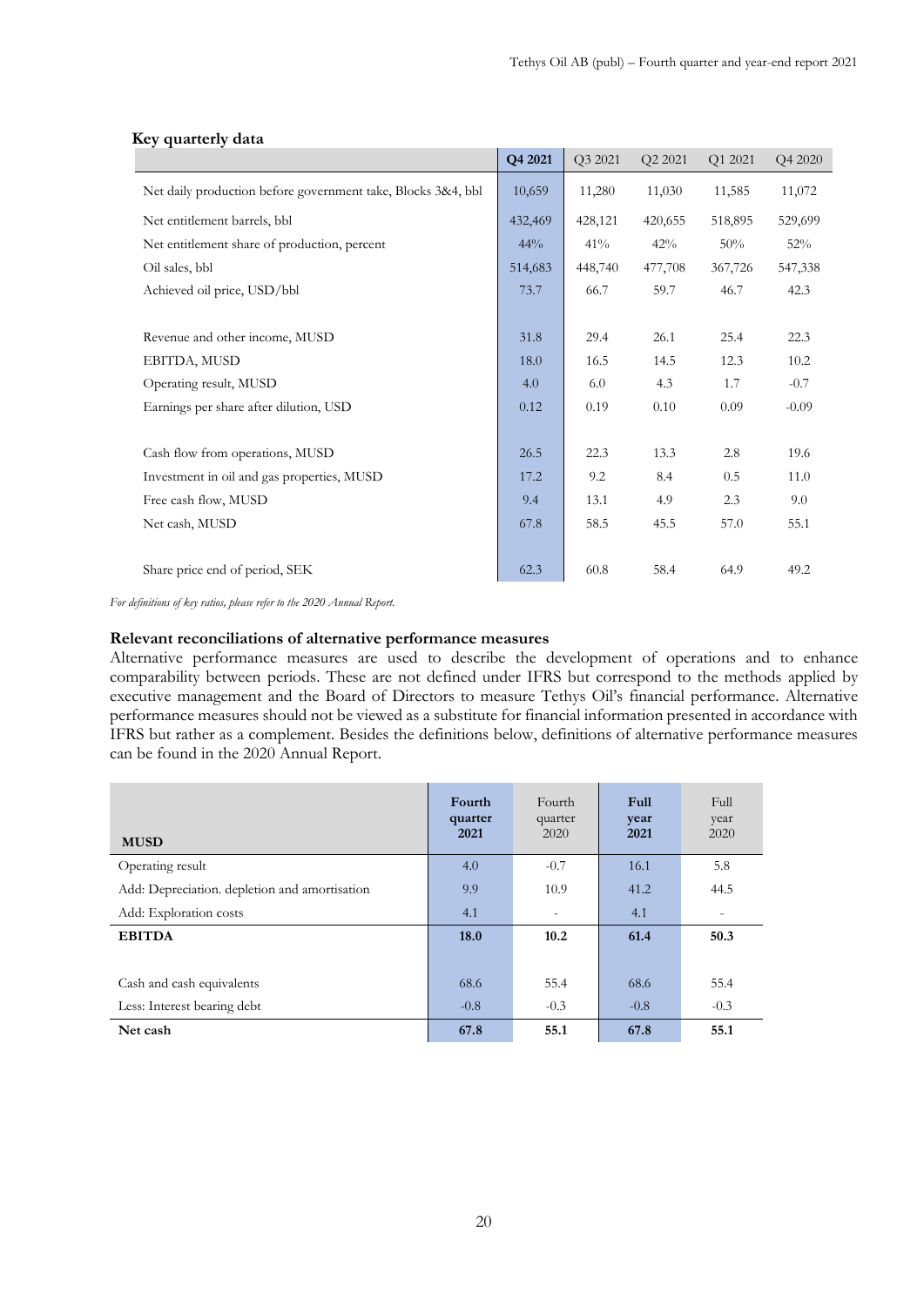### Key quarterly data

| | Q4 2021 | Q3 2021 | Q2 2021 | Q1 2021 | Q4 2020 |
|---|---|---|---|---|---|
| Net daily production before government take, Blocks 3&4, bbl | 10,659 | 11,280 | 11,030 | 11,585 | 11,072 |
| Net entitlement barrels, bbl | 432,469 | 428,121 | 420,655 | 518,895 | 529,699 |
| Net entitlement share of production, percent | 44% | 41% | 42% | 50% | 52% |
| Oil sales, bbl | 514,683 | 448,740 | 477,708 | 367,726 | 547,338 |
| Achieved oil price, USD/bbl | 73.7 | 66.7 | 59.7 | 46.7 | 42.3 |
| | | | | | |
| Revenue and other income, MUSD | 31.8 | 29.4 | 26.1 | 25.4 | 22.3 |
| EBITDA, MUSD | 18.0 | 16.5 | 14.5 | 12.3 | 10.2 |
| Operating result, MUSD | 4.0 | 6.0 | 4.3 | 1.7 | -0.7 |
| Earnings per share after dilution, USD | 0.12 | 0.19 | 0.10 | 0.09 | -0.09 |
| | | | | | |
| Cash flow from operations, MUSD | 26.5 | 22.3 | 13.3 | 2.8 | 19.6 |
| Investment in oil and gas properties, MUSD | 17.2 | 9.2 | 8.4 | 0.5 | 11.0 |
| Free cash flow, MUSD | 9.4 | 13.1 | 4.9 | 2.3 | 9.0 |
| Net cash, MUSD | 67.8 | 58.5 | 45.5 | 57.0 | 55.1 |
| | | | | | |
| Share price end of period, SEK | 62.3 | 60.8 | 58.4 | 64.9 | 49.2 |

*For definitions of key ratios, please refer to the 2020 Annual Report.*

**Relevant reconciliations of alternative performance measures**

Alternative performance measures are used to describe the development of operations and to enhance comparability between periods. These are not defined under IFRS but correspond to the methods applied by executive management and the Board of Directors to measure Tethys Oil's financial performance. Alternative performance measures should not be viewed as a substitute for financial information presented in accordance with IFRS but rather as a complement. Besides the definitions below, definitions of alternative performance measures can be found in the 2020 Annual Report.

| MUSD | Fourth quarter 2021 | Fourth quarter 2020 | Full year 2021 | Full year 2020 |
|---|---|---|---|---|
| Operating result | 4.0 | -0.7 | 16.1 | 5.8 |
| Add: Depreciation. depletion and amortisation | 9.9 | 10.9 | 41.2 | 44.5 |
| Add: Exploration costs | 4.1 | - | 4.1 | - |
| **EBITDA** | **18.0** | **10.2** | **61.4** | **50.3** |
| | | | | |
| Cash and cash equivalents | 68.6 | 55.4 | 68.6 | 55.4 |
| Less: Interest bearing debt | -0.8 | -0.3 | -0.8 | -0.3 |
| **Net cash** | **67.8** | **55.1** | **67.8** | **55.1** |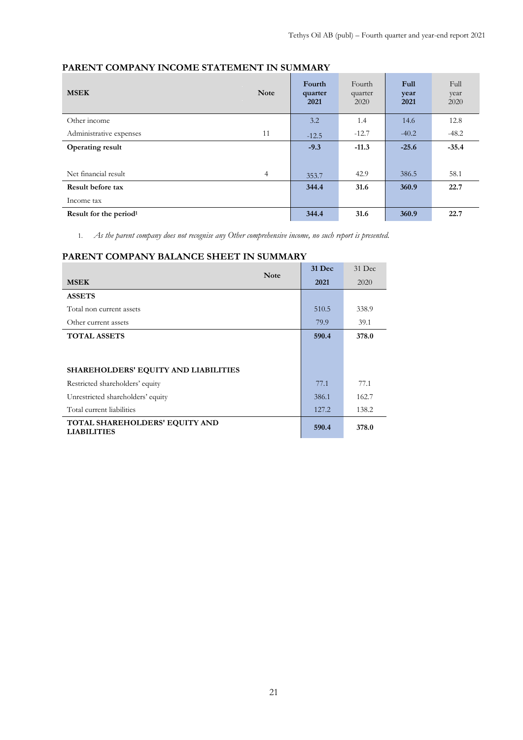## PARENT COMPANY INCOME STATEMENT IN SUMMARY

| MSEK | Note | Fourth quarter 2021 | Fourth quarter 2020 | Full year 2021 | Full year 2020 |
|---|---|---|---|---|---|
| Other income | | 3.2 | 1.4 | 14.6 | 12.8 |
| Administrative expenses | 11 | -12.5 | -12.7 | -40.2 | -48.2 |
| **Operating result** | | **-9.3** | **-11.3** | **-25.6** | **-35.4** |
| | | | | | |
| Net financial result | 4 | 353.7 | 42.9 | 386.5 | 58.1 |
| **Result before tax** | | **344.4** | **31.6** | **360.9** | **22.7** |
| Income tax | | | | | |
| **Result for the period[1]** | | **344.4** | **31.6** | **360.9** | **22.7** |

1. *As the parent company does not recognise any Other comprehensive income, no such report is presented.*

## PARENT COMPANY BALANCE SHEET IN SUMMARY

| MSEK | Note | 31 Dec 2021 | 31 Dec 2020 |
|---|---|---|---|
| **ASSETS** | | | |
| Total non current assets | | 510.5 | 338.9 |
| Other current assets | | 79.9 | 39.1 |
| **TOTAL ASSETS** | | **590.4** | **378.0** |
| | | | |
| **SHAREHOLDERS' EQUITY AND LIABILITIES** | | | |
| Restricted shareholders' equity | | 77.1 | 77.1 |
| Unrestricted shareholders' equity | | 386.1 | 162.7 |
| Total current liabilities | | 127.2 | 138.2 |
| **TOTAL SHAREHOLDERS' EQUITY AND LIABILITIES** | | **590.4** | **378.0** |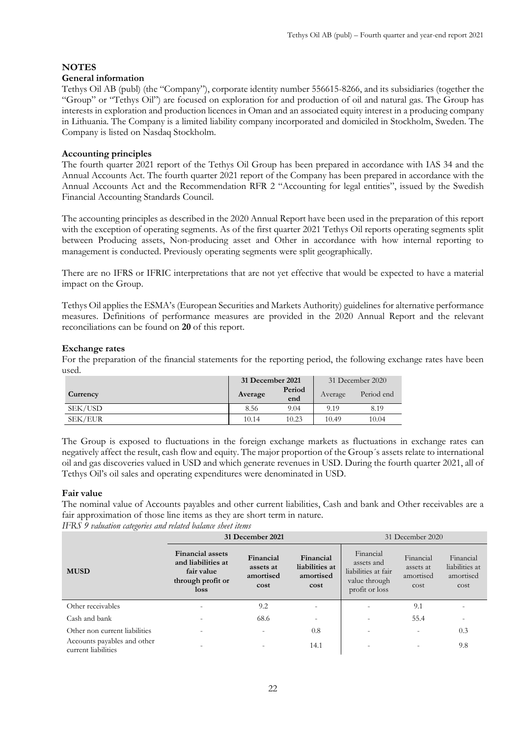## NOTES

### General information

Tethys Oil AB (publ) (the "Company"), corporate identity number 556615-8266, and its subsidiaries (together the "Group" or "Tethys Oil") are focused on exploration for and production of oil and natural gas. The Group has interests in exploration and production licences in Oman and an associated equity interest in a producing company in Lithuania. The Company is a limited liability company incorporated and domiciled in Stockholm, Sweden. The Company is listed on Nasdaq Stockholm.

### Accounting principles

The fourth quarter 2021 report of the Tethys Oil Group has been prepared in accordance with IAS 34 and the Annual Accounts Act. The fourth quarter 2021 report of the Company has been prepared in accordance with the Annual Accounts Act and the Recommendation RFR 2 "Accounting for legal entities", issued by the Swedish Financial Accounting Standards Council.

The accounting principles as described in the 2020 Annual Report have been used in the preparation of this report with the exception of operating segments. As of the first quarter 2021 Tethys Oil reports operating segments split between Producing assets, Non-producing asset and Other in accordance with how internal reporting to management is conducted. Previously operating segments were split geographically.

There are no IFRS or IFRIC interpretations that are not yet effective that would be expected to have a material impact on the Group.

Tethys Oil applies the ESMA's (European Securities and Markets Authority) guidelines for alternative performance measures. Definitions of performance measures are provided in the 2020 Annual Report and the relevant reconciliations can be found on **20** of this report.

### Exchange rates

For the preparation of the financial statements for the reporting period, the following exchange rates have been used.

| | **31 December 2021** | | 31 December 2020 | |
|---|---|---|---|---|
| **Currency** | **Average** | **Period end** | Average | Period end |
| SEK/USD | 8.56 | 9.04 | 9.19 | 8.19 |
| SEK/EUR | 10.14 | 10.23 | 10.49 | 10.04 |

The Group is exposed to fluctuations in the foreign exchange markets as fluctuations in exchange rates can negatively affect the result, cash flow and equity. The major proportion of the Group´s assets relate to international oil and gas discoveries valued in USD and which generate revenues in USD. During the fourth quarter 2021, all of Tethys Oil's oil sales and operating expenditures were denominated in USD.

### Fair value

The nominal value of Accounts payables and other current liabilities, Cash and bank and Other receivables are a fair approximation of those line items as they are short term in nature.

*IFRS 9 valuation categories and related balance sheet items*

| | **31 December 2021** | | | 31 December 2020 | | |
|---|---|---|---|---|---|---|
| **MUSD** | **Financial assets and liabilities at fair value through profit or loss** | **Financial assets at amortised cost** | **Financial liabilities at amortised cost** | Financial assets and liabilities at fair value through profit or loss | Financial assets at amortised cost | Financial liabilities at amortised cost |
| Other receivables | - | 9.2 | - | - | 9.1 | - |
| Cash and bank | - | 68.6 | - | - | 55.4 | - |
| Other non current liabilities | - | - | 0.8 | - | - | 0.3 |
| Accounts payables and other current liabilities | - | - | 14.1 | - | - | 9.8 |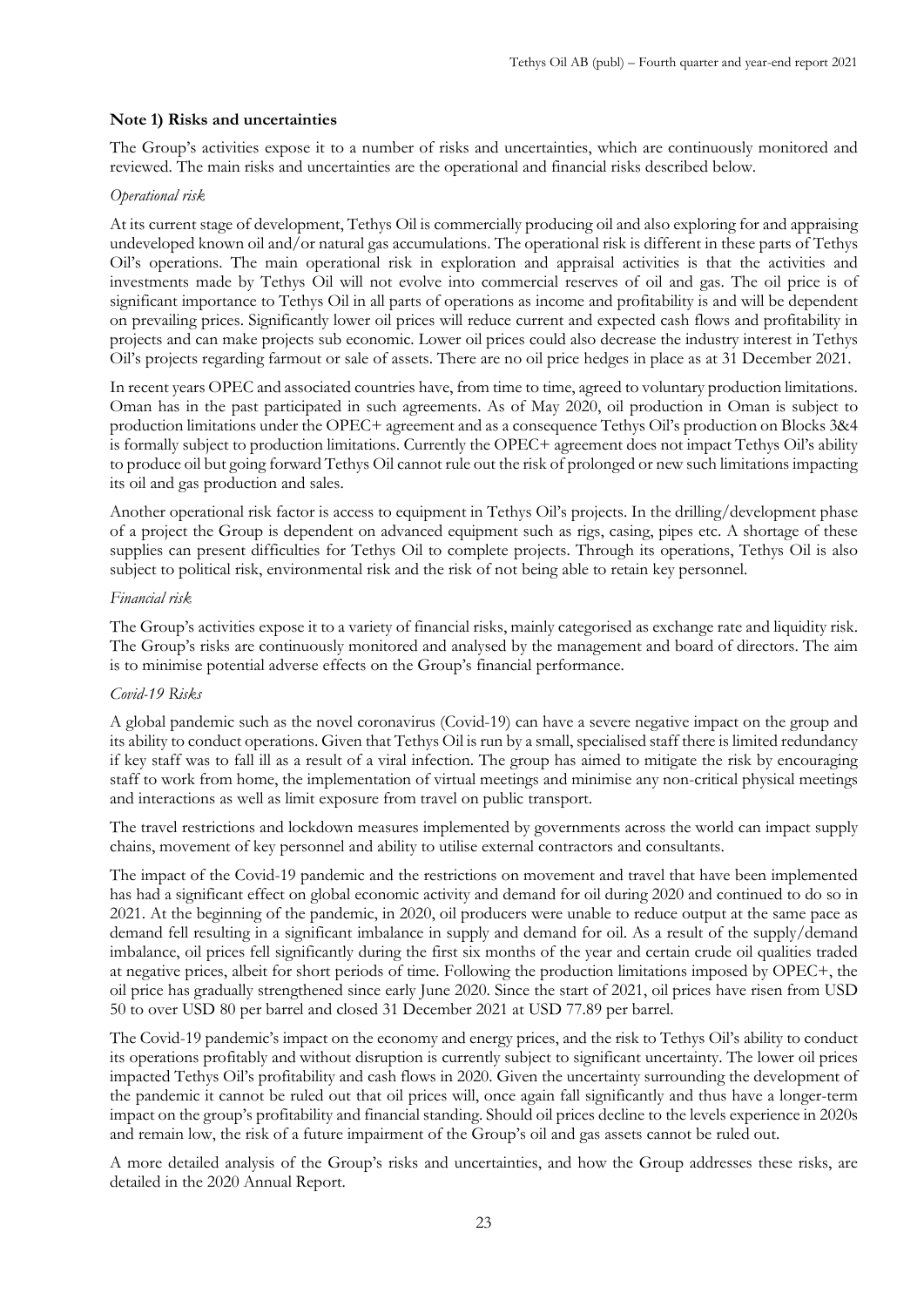## Note 1) Risks and uncertainties

The Group's activities expose it to a number of risks and uncertainties, which are continuously monitored and reviewed. The main risks and uncertainties are the operational and financial risks described below.

*Operational risk*

At its current stage of development, Tethys Oil is commercially producing oil and also exploring for and appraising undeveloped known oil and/or natural gas accumulations. The operational risk is different in these parts of Tethys Oil's operations. The main operational risk in exploration and appraisal activities is that the activities and investments made by Tethys Oil will not evolve into commercial reserves of oil and gas. The oil price is of significant importance to Tethys Oil in all parts of operations as income and profitability is and will be dependent on prevailing prices. Significantly lower oil prices will reduce current and expected cash flows and profitability in projects and can make projects sub economic. Lower oil prices could also decrease the industry interest in Tethys Oil's projects regarding farmout or sale of assets. There are no oil price hedges in place as at 31 December 2021.

In recent years OPEC and associated countries have, from time to time, agreed to voluntary production limitations. Oman has in the past participated in such agreements. As of May 2020, oil production in Oman is subject to production limitations under the OPEC+ agreement and as a consequence Tethys Oil's production on Blocks 3&4 is formally subject to production limitations. Currently the OPEC+ agreement does not impact Tethys Oil's ability to produce oil but going forward Tethys Oil cannot rule out the risk of prolonged or new such limitations impacting its oil and gas production and sales.

Another operational risk factor is access to equipment in Tethys Oil's projects. In the drilling/development phase of a project the Group is dependent on advanced equipment such as rigs, casing, pipes etc. A shortage of these supplies can present difficulties for Tethys Oil to complete projects. Through its operations, Tethys Oil is also subject to political risk, environmental risk and the risk of not being able to retain key personnel.

*Financial risk*

The Group's activities expose it to a variety of financial risks, mainly categorised as exchange rate and liquidity risk. The Group's risks are continuously monitored and analysed by the management and board of directors. The aim is to minimise potential adverse effects on the Group's financial performance.

*Covid-19 Risks*

A global pandemic such as the novel coronavirus (Covid-19) can have a severe negative impact on the group and its ability to conduct operations. Given that Tethys Oil is run by a small, specialised staff there is limited redundancy if key staff was to fall ill as a result of a viral infection. The group has aimed to mitigate the risk by encouraging staff to work from home, the implementation of virtual meetings and minimise any non-critical physical meetings and interactions as well as limit exposure from travel on public transport.

The travel restrictions and lockdown measures implemented by governments across the world can impact supply chains, movement of key personnel and ability to utilise external contractors and consultants.

The impact of the Covid-19 pandemic and the restrictions on movement and travel that have been implemented has had a significant effect on global economic activity and demand for oil during 2020 and continued to do so in 2021. At the beginning of the pandemic, in 2020, oil producers were unable to reduce output at the same pace as demand fell resulting in a significant imbalance in supply and demand for oil. As a result of the supply/demand imbalance, oil prices fell significantly during the first six months of the year and certain crude oil qualities traded at negative prices, albeit for short periods of time. Following the production limitations imposed by OPEC+, the oil price has gradually strengthened since early June 2020. Since the start of 2021, oil prices have risen from USD 50 to over USD 80 per barrel and closed 31 December 2021 at USD 77.89 per barrel.

The Covid-19 pandemic's impact on the economy and energy prices, and the risk to Tethys Oil's ability to conduct its operations profitably and without disruption is currently subject to significant uncertainty. The lower oil prices impacted Tethys Oil's profitability and cash flows in 2020. Given the uncertainty surrounding the development of the pandemic it cannot be ruled out that oil prices will, once again fall significantly and thus have a longer-term impact on the group's profitability and financial standing. Should oil prices decline to the levels experience in 2020s and remain low, the risk of a future impairment of the Group's oil and gas assets cannot be ruled out.

A more detailed analysis of the Group's risks and uncertainties, and how the Group addresses these risks, are detailed in the 2020 Annual Report.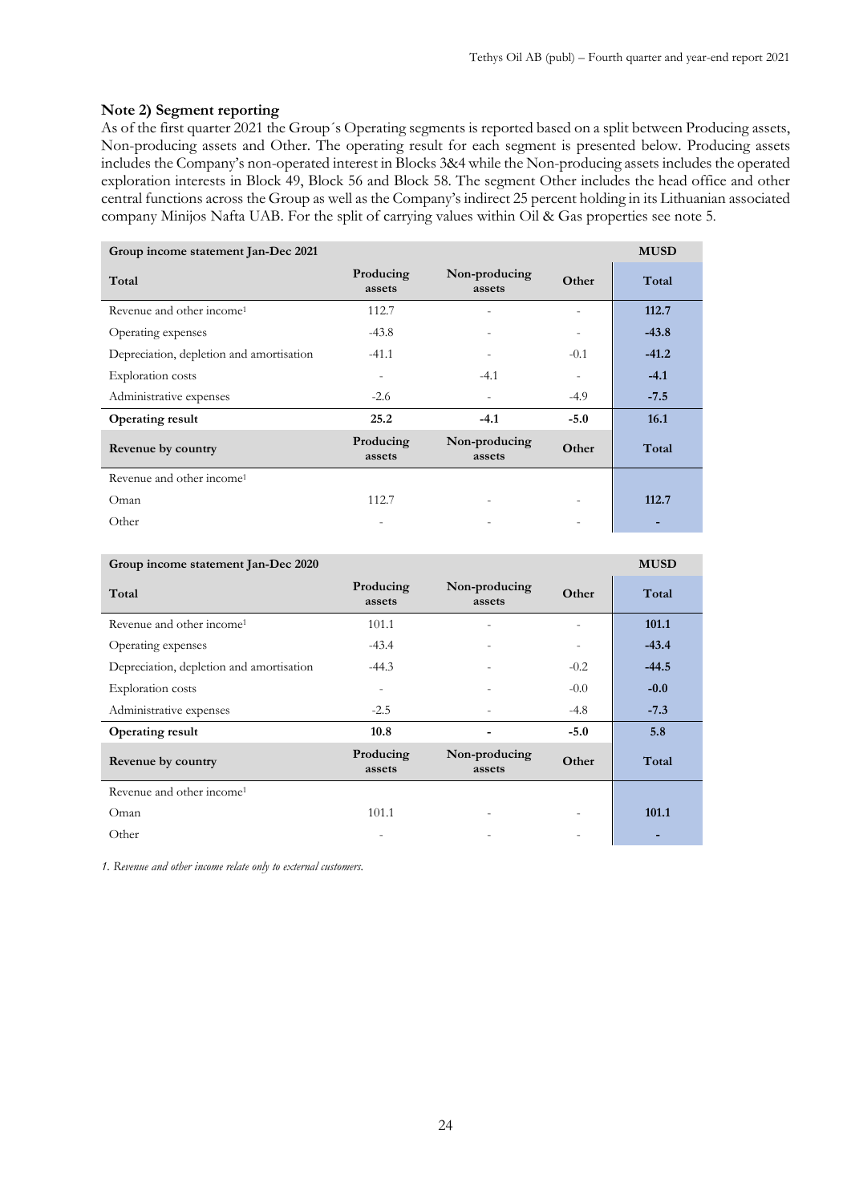### Note 2) Segment reporting

As of the first quarter 2021 the Group´s Operating segments is reported based on a split between Producing assets, Non-producing assets and Other. The operating result for each segment is presented below. Producing assets includes the Company's non-operated interest in Blocks 3&4 while the Non-producing assets includes the operated exploration interests in Block 49, Block 56 and Block 58. The segment Other includes the head office and other central functions across the Group as well as the Company's indirect 25 percent holding in its Lithuanian associated company Minijos Nafta UAB. For the split of carrying values within Oil & Gas properties see note 5.

| **Group income statement Jan-Dec 2021** | | | | **MUSD** |
|---|---|---|---|---|
| **Total** | **Producing assets** | **Non-producing assets** | **Other** | **Total** |
| Revenue and other income[1] | 112.7 | - | - | **112.7** |
| Operating expenses | -43.8 | - | - | **-43.8** |
| Depreciation, depletion and amortisation | -41.1 | - | -0.1 | **-41.2** |
| Exploration costs | - | -4.1 | - | **-4.1** |
| Administrative expenses | -2.6 | - | -4.9 | **-7.5** |
| **Operating result** | **25.2** | **-4.1** | **-5.0** | **16.1** |
| **Revenue by country** | **Producing assets** | **Non-producing assets** | **Other** | **Total** |
| Revenue and other income[1] | | | | |
| Oman | 112.7 | - | - | **112.7** |
| Other | - | - | - | **-** |

| **Group income statement Jan-Dec 2020** | | | | **MUSD** |
|---|---|---|---|---|
| **Total** | **Producing assets** | **Non-producing assets** | **Other** | **Total** |
| Revenue and other income[1] | 101.1 | - | - | **101.1** |
| Operating expenses | -43.4 | - | - | **-43.4** |
| Depreciation, depletion and amortisation | -44.3 | - | -0.2 | **-44.5** |
| Exploration costs | - | - | -0.0 | **-0.0** |
| Administrative expenses | -2.5 | - | -4.8 | **-7.3** |
| **Operating result** | **10.8** | **-** | **-5.0** | **5.8** |
| **Revenue by country** | **Producing assets** | **Non-producing assets** | **Other** | **Total** |
| Revenue and other income[1] | | | | |
| Oman | 101.1 | - | - | **101.1** |
| Other | - | - | - | **-** |

*1. Revenue and other income relate only to external customers.*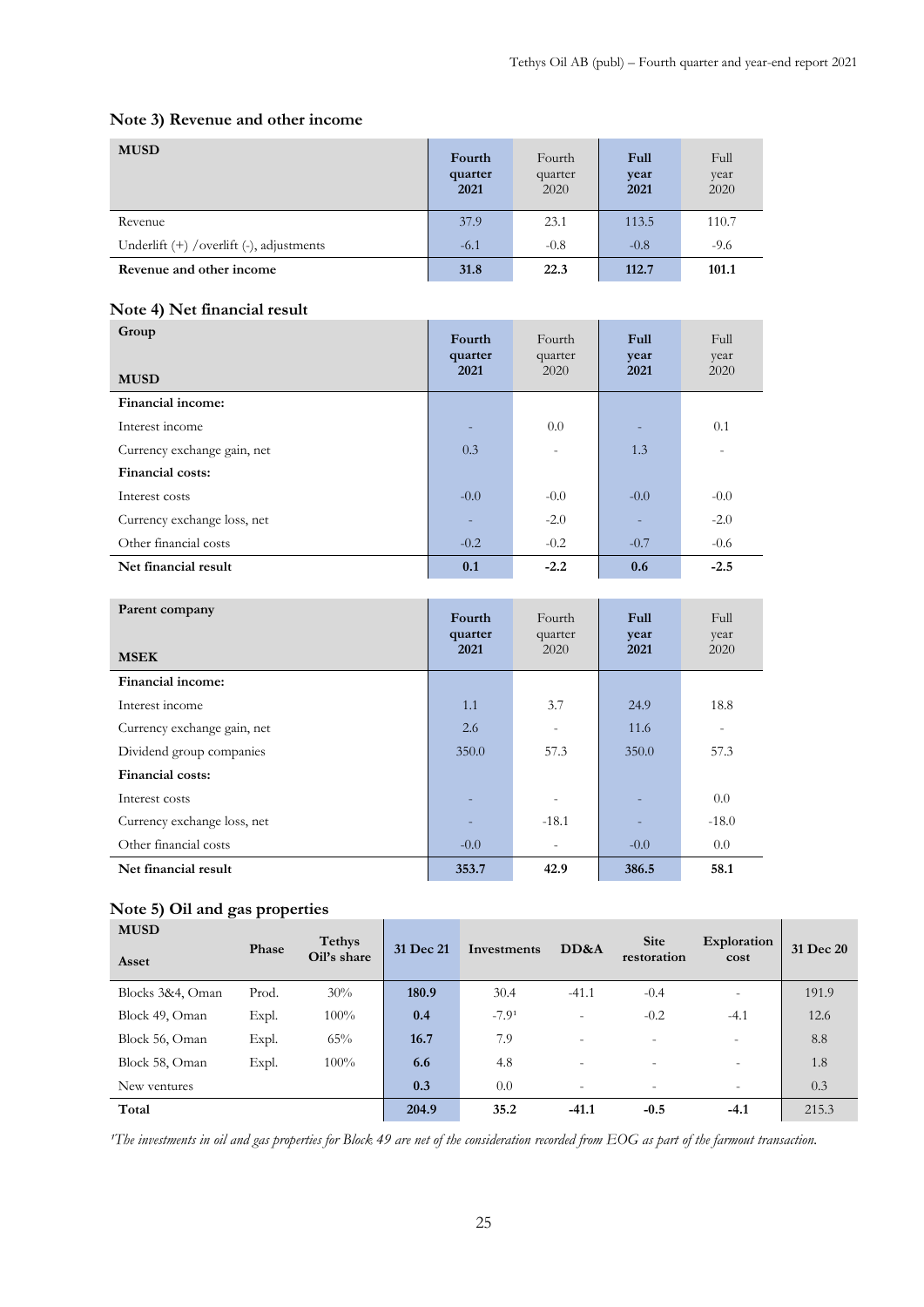### Note 3) Revenue and other income

| MUSD | Fourth quarter 2021 | Fourth quarter 2020 | Full year 2021 | Full year 2020 |
|---|---|---|---|---|
| Revenue | 37.9 | 23.1 | 113.5 | 110.7 |
| Underlift (+) /overlift (-), adjustments | -6.1 | -0.8 | -0.8 | -9.6 |
| **Revenue and other income** | **31.8** | **22.3** | **112.7** | **101.1** |

### Note 4) Net financial result

| Group<br>MUSD | Fourth quarter 2021 | Fourth quarter 2020 | Full year 2021 | Full year 2020 |
|---|---|---|---|---|
| **Financial income:** | | | | |
| Interest income | - | 0.0 | - | 0.1 |
| Currency exchange gain, net | 0.3 | - | 1.3 | - |
| **Financial costs:** | | | | |
| Interest costs | -0.0 | -0.0 | -0.0 | -0.0 |
| Currency exchange loss, net | - | -2.0 | - | -2.0 |
| Other financial costs | -0.2 | -0.2 | -0.7 | -0.6 |
| **Net financial result** | **0.1** | **-2.2** | **0.6** | **-2.5** |

| Parent company<br>MSEK | Fourth quarter 2021 | Fourth quarter 2020 | Full year 2021 | Full year 2020 |
|---|---|---|---|---|
| **Financial income:** | | | | |
| Interest income | 1.1 | 3.7 | 24.9 | 18.8 |
| Currency exchange gain, net | 2.6 | - | 11.6 | - |
| Dividend group companies | 350.0 | 57.3 | 350.0 | 57.3 |
| **Financial costs:** | | | | |
| Interest costs | - | - | - | 0.0 |
| Currency exchange loss, net | - | -18.1 | - | -18.0 |
| Other financial costs | -0.0 | - | -0.0 | 0.0 |
| **Net financial result** | **353.7** | **42.9** | **386.5** | **58.1** |

### Note 5) Oil and gas properties

| MUSD<br>Asset | Phase | Tethys Oil's share | 31 Dec 21 | Investments | DD&A | Site restoration | Exploration cost | 31 Dec 20 |
|---|---|---|---|---|---|---|---|---|
| Blocks 3&4, Oman | Prod. | 30% | **180.9** | 30.4 | -41.1 | -0.4 | - | 191.9 |
| Block 49, Oman | Expl. | 100% | **0.4** | -7.9[1] | - | -0.2 | -4.1 | 12.6 |
| Block 56, Oman | Expl. | 65% | **16.7** | 7.9 | - | - | - | 8.8 |
| Block 58, Oman | Expl. | 100% | **6.6** | 4.8 | - | - | - | 1.8 |
| New ventures | | | **0.3** | 0.0 | - | - | - | 0.3 |
| **Total** | | | **204.9** | **35.2** | **-41.1** | **-0.5** | **-4.1** | 215.3 |

*[1]The investments in oil and gas properties for Block 49 are net of the consideration recorded from EOG as part of the farmout transaction.*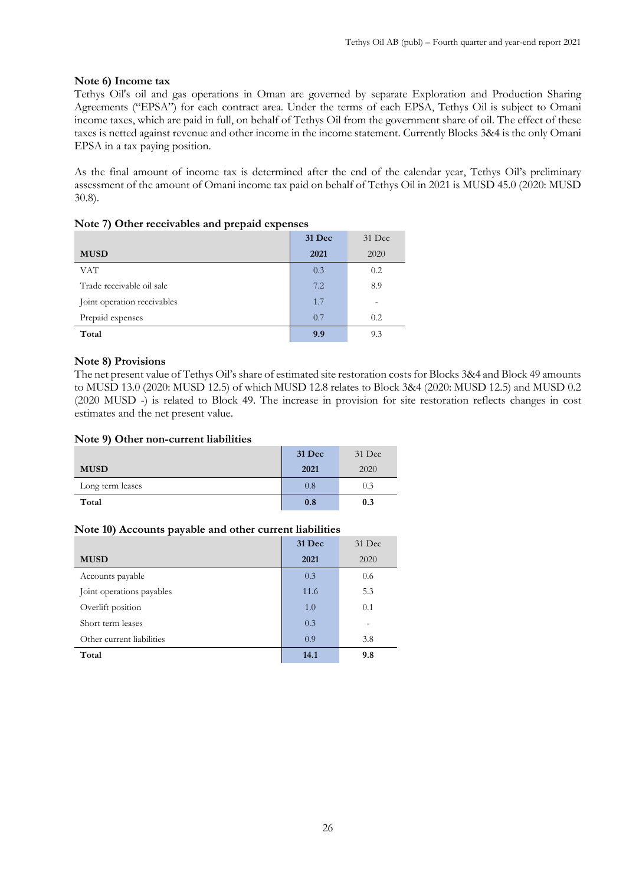### Note 6) Income tax

Tethys Oil's oil and gas operations in Oman are governed by separate Exploration and Production Sharing Agreements ("EPSA") for each contract area. Under the terms of each EPSA, Tethys Oil is subject to Omani income taxes, which are paid in full, on behalf of Tethys Oil from the government share of oil. The effect of these taxes is netted against revenue and other income in the income statement. Currently Blocks 3&4 is the only Omani EPSA in a tax paying position.

As the final amount of income tax is determined after the end of the calendar year, Tethys Oil's preliminary assessment of the amount of Omani income tax paid on behalf of Tethys Oil in 2021 is MUSD 45.0 (2020: MUSD 30.8).

### Note 7) Other receivables and prepaid expenses

| MUSD | 31 Dec 2021 | 31 Dec 2020 |
|---|---|---|
| VAT | 0.3 | 0.2 |
| Trade receivable oil sale | 7.2 | 8.9 |
| Joint operation receivables | 1.7 | - |
| Prepaid expenses | 0.7 | 0.2 |
| **Total** | **9.9** | 9.3 |

### Note 8) Provisions

The net present value of Tethys Oil's share of estimated site restoration costs for Blocks 3&4 and Block 49 amounts to MUSD 13.0 (2020: MUSD 12.5) of which MUSD 12.8 relates to Block 3&4 (2020: MUSD 12.5) and MUSD 0.2 (2020 MUSD -) is related to Block 49. The increase in provision for site restoration reflects changes in cost estimates and the net present value.

### Note 9) Other non-current liabilities

| MUSD | 31 Dec 2021 | 31 Dec 2020 |
|---|---|---|
| Long term leases | 0.8 | 0.3 |
| **Total** | **0.8** | **0.3** |

### Note 10) Accounts payable and other current liabilities

| MUSD | 31 Dec 2021 | 31 Dec 2020 |
|---|---|---|
| Accounts payable | 0.3 | 0.6 |
| Joint operations payables | 11.6 | 5.3 |
| Overlift position | 1.0 | 0.1 |
| Short term leases | 0.3 | - |
| Other current liabilities | 0.9 | 3.8 |
| **Total** | **14.1** | **9.8** |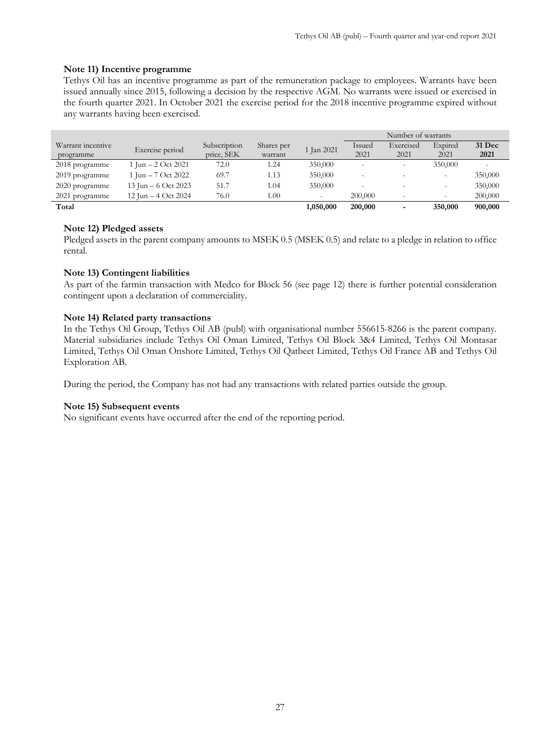**Note 11) Incentive programme**

Tethys Oil has an incentive programme as part of the remuneration package to employees. Warrants have been issued annually since 2015, following a decision by the respective AGM. No warrants were issued or exercised in the fourth quarter 2021. In October 2021 the exercise period for the 2018 incentive programme expired without any warrants having been exercised.

| | | | | | Number of warrants | | | |
|---|---|---|---|---|---|---|---|---|
| Warrant incentive programme | Exercise period | Subscription price, SEK | Shares per warrant | 1 Jan 2021 | Issued 2021 | Exercised 2021 | Expired 2021 | **31 Dec 2021** |
| 2018 programme | 1 Jun – 2 Oct 2021 | 72.0 | 1.24 | 350,000 | - | - | 350,000 | - |
| 2019 programme | 1 Jun – 7 Oct 2022 | 69.7 | 1.13 | 350,000 | - | - | - | 350,000 |
| 2020 programme | 13 Jun – 6 Oct 2023 | 51.7 | 1.04 | 350,000 | - | - | - | 350,000 |
| 2021 programme | 12 Jun – 4 Oct 2024 | 76.0 | 1.00 | - | 200,000 | - | - | 200,000 |
| **Total** | | | | **1,050,000** | **200,000** | **-** | **350,000** | **900,000** |

**Note 12) Pledged assets**

Pledged assets in the parent company amounts to MSEK 0.5 (MSEK 0.5) and relate to a pledge in relation to office rental.

**Note 13) Contingent liabilities**

As part of the farmin transaction with Medco for Block 56 (see page 12) there is further potential consideration contingent upon a declaration of commerciality.

**Note 14) Related party transactions**

In the Tethys Oil Group, Tethys Oil AB (publ) with organisational number 556615-8266 is the parent company. Material subsidiaries include Tethys Oil Oman Limited, Tethys Oil Block 3&4 Limited, Tethys Oil Montasar Limited, Tethys Oil Oman Onshore Limited, Tethys Oil Qatbeet Limited, Tethys Oil France AB and Tethys Oil Exploration AB.

During the period, the Company has not had any transactions with related parties outside the group.

**Note 15) Subsequent events**

No significant events have occurred after the end of the reporting period.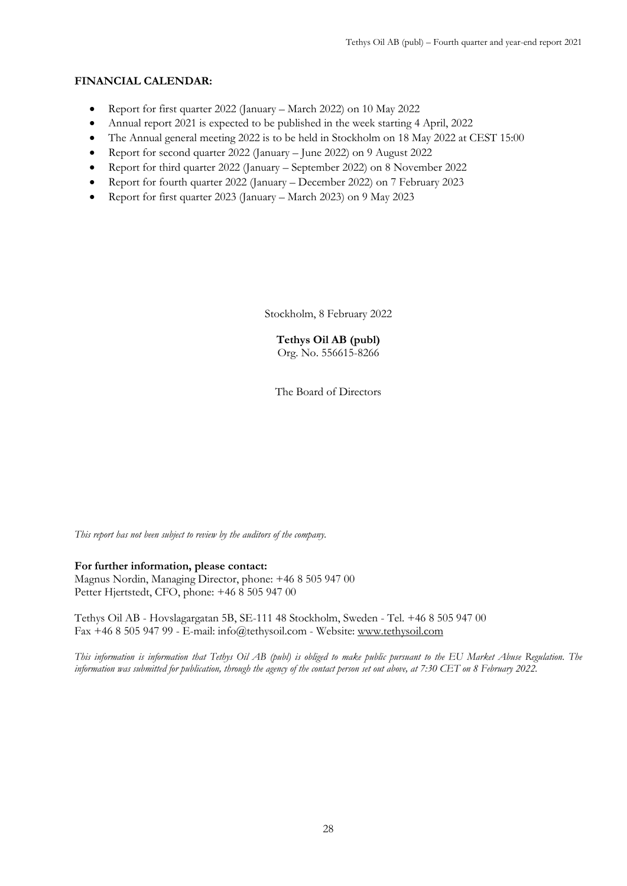**FINANCIAL CALENDAR:**

- Report for first quarter 2022 (January – March 2022) on 10 May 2022
- Annual report 2021 is expected to be published in the week starting 4 April, 2022
- The Annual general meeting 2022 is to be held in Stockholm on 18 May 2022 at CEST 15:00
- Report for second quarter 2022 (January – June 2022) on 9 August 2022
- Report for third quarter 2022 (January – September 2022) on 8 November 2022
- Report for fourth quarter 2022 (January – December 2022) on 7 February 2023
- Report for first quarter 2023 (January – March 2023) on 9 May 2023

Stockholm, 8 February 2022

**Tethys Oil AB (publ)**
Org. No. 556615-8266

The Board of Directors

*This report has not been subject to review by the auditors of the company.*

**For further information, please contact:**
Magnus Nordin, Managing Director, phone: +46 8 505 947 00
Petter Hjertstedt, CFO, phone: +46 8 505 947 00

Tethys Oil AB - Hovslagargatan 5B, SE-111 48 Stockholm, Sweden - Tel. +46 8 505 947 00
Fax +46 8 505 947 99 - E-mail: info@tethysoil.com - Website: www.tethysoil.com

*This information is information that Tethys Oil AB (publ) is obliged to make public pursuant to the EU Market Abuse Regulation. The information was submitted for publication, through the agency of the contact person set out above, at 7:30 CET on 8 February 2022.*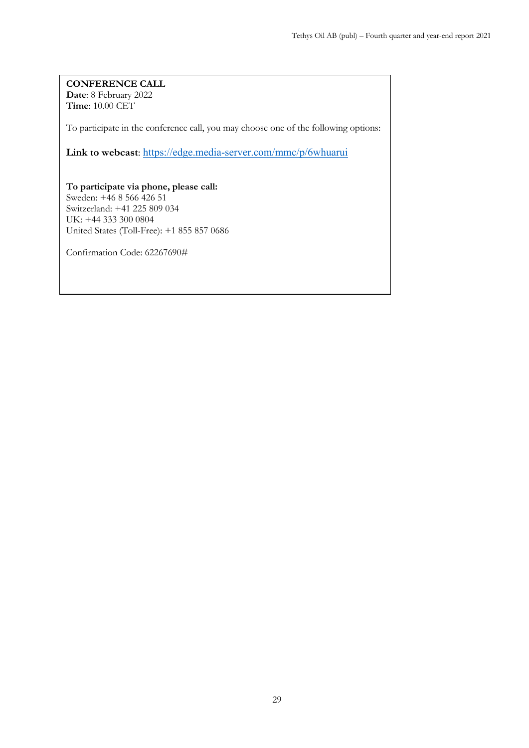**CONFERENCE CALL**
**Date**: 8 February 2022
**Time**: 10.00 CET

To participate in the conference call, you may choose one of the following options:

**Link to webcast**: https://edge.media-server.com/mmc/p/6whuarui

**To participate via phone, please call:**
Sweden: +46 8 566 426 51
Switzerland: +41 225 809 034
UK: +44 333 300 0804
United States (Toll-Free): +1 855 857 0686

Confirmation Code: 62267690#